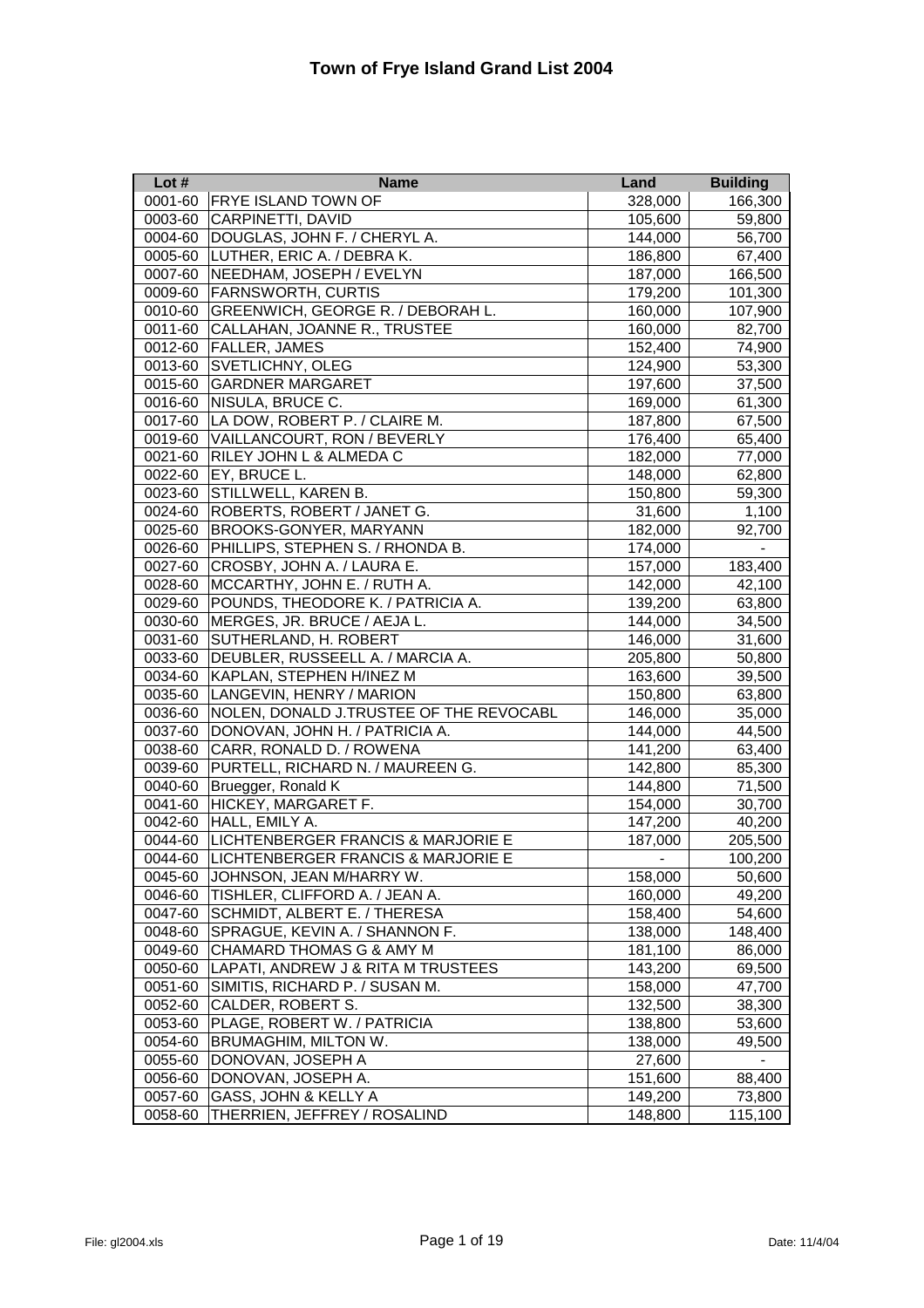# Town of Frye Island Grand List 2004

| Lot # | Name | Land | Building |
|---|---|---|---|
| 0001-60 | FRYE ISLAND TOWN OF | 328,000 | 166,300 |
| 0003-60 | CARPINETTI, DAVID | 105,600 | 59,800 |
| 0004-60 | DOUGLAS, JOHN F. / CHERYL A. | 144,000 | 56,700 |
| 0005-60 | LUTHER, ERIC A. / DEBRA K. | 186,800 | 67,400 |
| 0007-60 | NEEDHAM, JOSEPH / EVELYN | 187,000 | 166,500 |
| 0009-60 | FARNSWORTH, CURTIS | 179,200 | 101,300 |
| 0010-60 | GREENWICH, GEORGE R. / DEBORAH L. | 160,000 | 107,900 |
| 0011-60 | CALLAHAN, JOANNE R., TRUSTEE | 160,000 | 82,700 |
| 0012-60 | FALLER, JAMES | 152,400 | 74,900 |
| 0013-60 | SVETLICHNY, OLEG | 124,900 | 53,300 |
| 0015-60 | GARDNER MARGARET | 197,600 | 37,500 |
| 0016-60 | NISULA, BRUCE C. | 169,000 | 61,300 |
| 0017-60 | LA DOW, ROBERT P. / CLAIRE M. | 187,800 | 67,500 |
| 0019-60 | VAILLANCOURT, RON / BEVERLY | 176,400 | 65,400 |
| 0021-60 | RILEY JOHN L & ALMEDA C | 182,000 | 77,000 |
| 0022-60 | EY, BRUCE L. | 148,000 | 62,800 |
| 0023-60 | STILLWELL, KAREN B. | 150,800 | 59,300 |
| 0024-60 | ROBERTS, ROBERT / JANET G. | 31,600 | 1,100 |
| 0025-60 | BROOKS-GONYER, MARYANN | 182,000 | 92,700 |
| 0026-60 | PHILLIPS, STEPHEN S. / RHONDA B. | 174,000 | - |
| 0027-60 | CROSBY, JOHN A. / LAURA E. | 157,000 | 183,400 |
| 0028-60 | MCCARTHY, JOHN E. / RUTH A. | 142,000 | 42,100 |
| 0029-60 | POUNDS, THEODORE K. / PATRICIA A. | 139,200 | 63,800 |
| 0030-60 | MERGES, JR. BRUCE / AEJA L. | 144,000 | 34,500 |
| 0031-60 | SUTHERLAND, H. ROBERT | 146,000 | 31,600 |
| 0033-60 | DEUBLER, RUSSEELL A. / MARCIA A. | 205,800 | 50,800 |
| 0034-60 | KAPLAN, STEPHEN H/INEZ M | 163,600 | 39,500 |
| 0035-60 | LANGEVIN, HENRY / MARION | 150,800 | 63,800 |
| 0036-60 | NOLEN, DONALD J.TRUSTEE OF THE REVOCABL | 146,000 | 35,000 |
| 0037-60 | DONOVAN, JOHN H. / PATRICIA A. | 144,000 | 44,500 |
| 0038-60 | CARR, RONALD D. / ROWENA | 141,200 | 63,400 |
| 0039-60 | PURTELL, RICHARD N. / MAUREEN G. | 142,800 | 85,300 |
| 0040-60 | Bruegger, Ronald K | 144,800 | 71,500 |
| 0041-60 | HICKEY, MARGARET F. | 154,000 | 30,700 |
| 0042-60 | HALL, EMILY A. | 147,200 | 40,200 |
| 0044-60 | LICHTENBERGER FRANCIS & MARJORIE E | 187,000 | 205,500 |
| 0044-60 | LICHTENBERGER FRANCIS & MARJORIE E | - | 100,200 |
| 0045-60 | JOHNSON, JEAN M/HARRY W. | 158,000 | 50,600 |
| 0046-60 | TISHLER, CLIFFORD A. / JEAN A. | 160,000 | 49,200 |
| 0047-60 | SCHMIDT, ALBERT E. / THERESA | 158,400 | 54,600 |
| 0048-60 | SPRAGUE, KEVIN A. / SHANNON F. | 138,000 | 148,400 |
| 0049-60 | CHAMARD THOMAS G & AMY M | 181,100 | 86,000 |
| 0050-60 | LAPATI, ANDREW J & RITA M TRUSTEES | 143,200 | 69,500 |
| 0051-60 | SIMITIS, RICHARD P. / SUSAN M. | 158,000 | 47,700 |
| 0052-60 | CALDER, ROBERT S. | 132,500 | 38,300 |
| 0053-60 | PLAGE, ROBERT W. / PATRICIA | 138,800 | 53,600 |
| 0054-60 | BRUMAGHIM, MILTON W. | 138,000 | 49,500 |
| 0055-60 | DONOVAN, JOSEPH A | 27,600 | - |
| 0056-60 | DONOVAN, JOSEPH A. | 151,600 | 88,400 |
| 0057-60 | GASS, JOHN & KELLY A | 149,200 | 73,800 |
| 0058-60 | THERRIEN, JEFFREY / ROSALIND | 148,800 | 115,100 |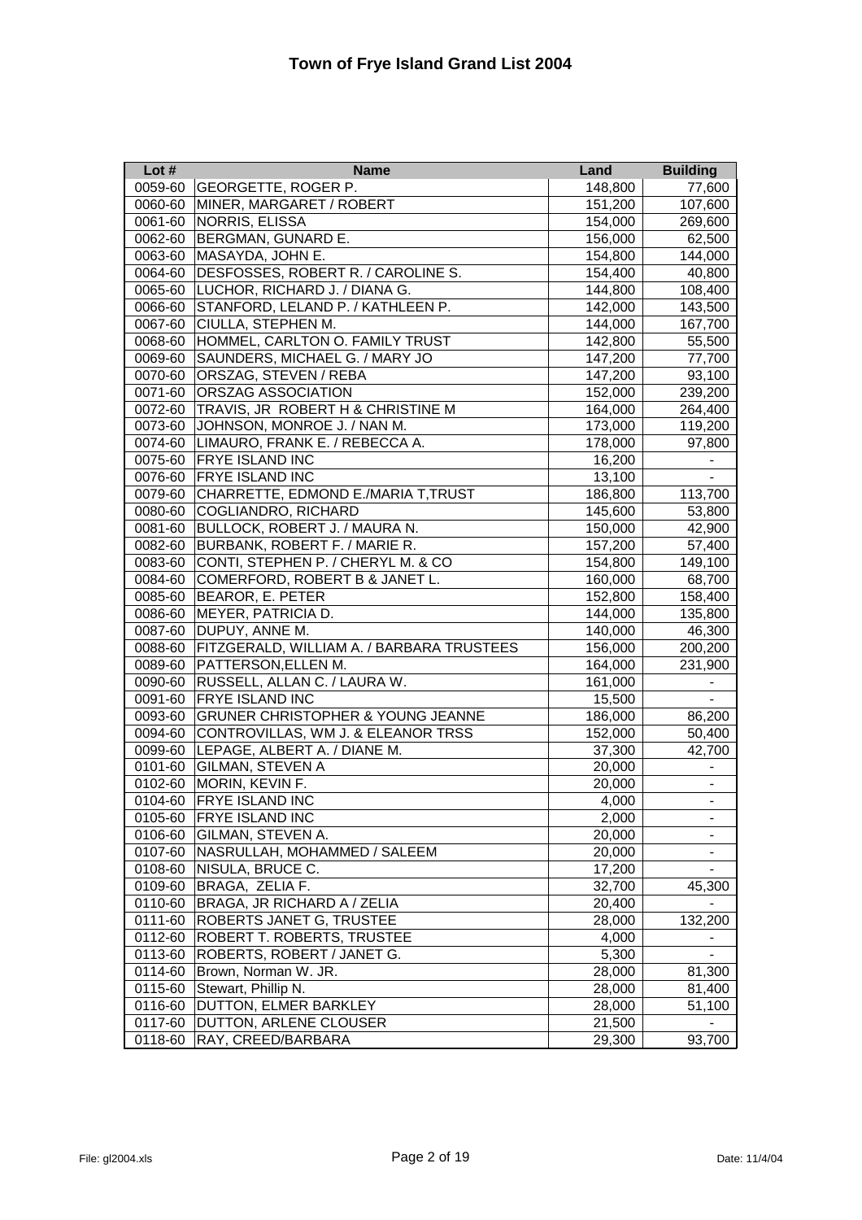# Town of Frye Island Grand List 2004

| Lot # | Name | Land | Building |
|---|---|---|---|
| 0059-60 | GEORGETTE, ROGER P. | 148,800 | 77,600 |
| 0060-60 | MINER, MARGARET / ROBERT | 151,200 | 107,600 |
| 0061-60 | NORRIS, ELISSA | 154,000 | 269,600 |
| 0062-60 | BERGMAN, GUNARD E. | 156,000 | 62,500 |
| 0063-60 | MASAYDA, JOHN E. | 154,800 | 144,000 |
| 0064-60 | DESFOSSES, ROBERT R. / CAROLINE S. | 154,400 | 40,800 |
| 0065-60 | LUCHOR, RICHARD J. / DIANA G. | 144,800 | 108,400 |
| 0066-60 | STANFORD, LELAND P. / KATHLEEN P. | 142,000 | 143,500 |
| 0067-60 | CIULLA, STEPHEN M. | 144,000 | 167,700 |
| 0068-60 | HOMMEL, CARLTON O. FAMILY TRUST | 142,800 | 55,500 |
| 0069-60 | SAUNDERS, MICHAEL G. / MARY JO | 147,200 | 77,700 |
| 0070-60 | ORSZAG, STEVEN / REBA | 147,200 | 93,100 |
| 0071-60 | ORSZAG ASSOCIATION | 152,000 | 239,200 |
| 0072-60 | TRAVIS, JR ROBERT H & CHRISTINE M | 164,000 | 264,400 |
| 0073-60 | JOHNSON, MONROE J. / NAN M. | 173,000 | 119,200 |
| 0074-60 | LIMAURO, FRANK E. / REBECCA A. | 178,000 | 97,800 |
| 0075-60 | FRYE ISLAND INC | 16,200 | - |
| 0076-60 | FRYE ISLAND INC | 13,100 | - |
| 0079-60 | CHARRETTE, EDMOND E./MARIA T,TRUST | 186,800 | 113,700 |
| 0080-60 | COGLIANDRO, RICHARD | 145,600 | 53,800 |
| 0081-60 | BULLOCK, ROBERT J. / MAURA N. | 150,000 | 42,900 |
| 0082-60 | BURBANK, ROBERT F. / MARIE R. | 157,200 | 57,400 |
| 0083-60 | CONTI, STEPHEN P. / CHERYL M. & CO | 154,800 | 149,100 |
| 0084-60 | COMERFORD, ROBERT B & JANET L. | 160,000 | 68,700 |
| 0085-60 | BEAROR, E. PETER | 152,800 | 158,400 |
| 0086-60 | MEYER, PATRICIA D. | 144,000 | 135,800 |
| 0087-60 | DUPUY, ANNE M. | 140,000 | 46,300 |
| 0088-60 | FITZGERALD, WILLIAM A. / BARBARA TRUSTEES | 156,000 | 200,200 |
| 0089-60 | PATTERSON,ELLEN M. | 164,000 | 231,900 |
| 0090-60 | RUSSELL, ALLAN C. / LAURA W. | 161,000 | - |
| 0091-60 | FRYE ISLAND INC | 15,500 | - |
| 0093-60 | GRUNER CHRISTOPHER & YOUNG JEANNE | 186,000 | 86,200 |
| 0094-60 | CONTROVILLAS, WM J. & ELEANOR TRSS | 152,000 | 50,400 |
| 0099-60 | LEPAGE, ALBERT A. / DIANE M. | 37,300 | 42,700 |
| 0101-60 | GILMAN, STEVEN A | 20,000 | - |
| 0102-60 | MORIN, KEVIN F. | 20,000 | - |
| 0104-60 | FRYE ISLAND INC | 4,000 | - |
| 0105-60 | FRYE ISLAND INC | 2,000 | - |
| 0106-60 | GILMAN, STEVEN A. | 20,000 | - |
| 0107-60 | NASRULLAH, MOHAMMED / SALEEM | 20,000 | - |
| 0108-60 | NISULA, BRUCE C. | 17,200 | - |
| 0109-60 | BRAGA, ZELIA F. | 32,700 | 45,300 |
| 0110-60 | BRAGA, JR RICHARD A / ZELIA | 20,400 | - |
| 0111-60 | ROBERTS JANET G, TRUSTEE | 28,000 | 132,200 |
| 0112-60 | ROBERT T. ROBERTS, TRUSTEE | 4,000 | - |
| 0113-60 | ROBERTS, ROBERT / JANET G. | 5,300 | - |
| 0114-60 | Brown, Norman W. JR. | 28,000 | 81,300 |
| 0115-60 | Stewart, Phillip N. | 28,000 | 81,400 |
| 0116-60 | DUTTON, ELMER BARKLEY | 28,000 | 51,100 |
| 0117-60 | DUTTON, ARLENE CLOUSER | 21,500 | - |
| 0118-60 | RAY, CREED/BARBARA | 29,300 | 93,700 |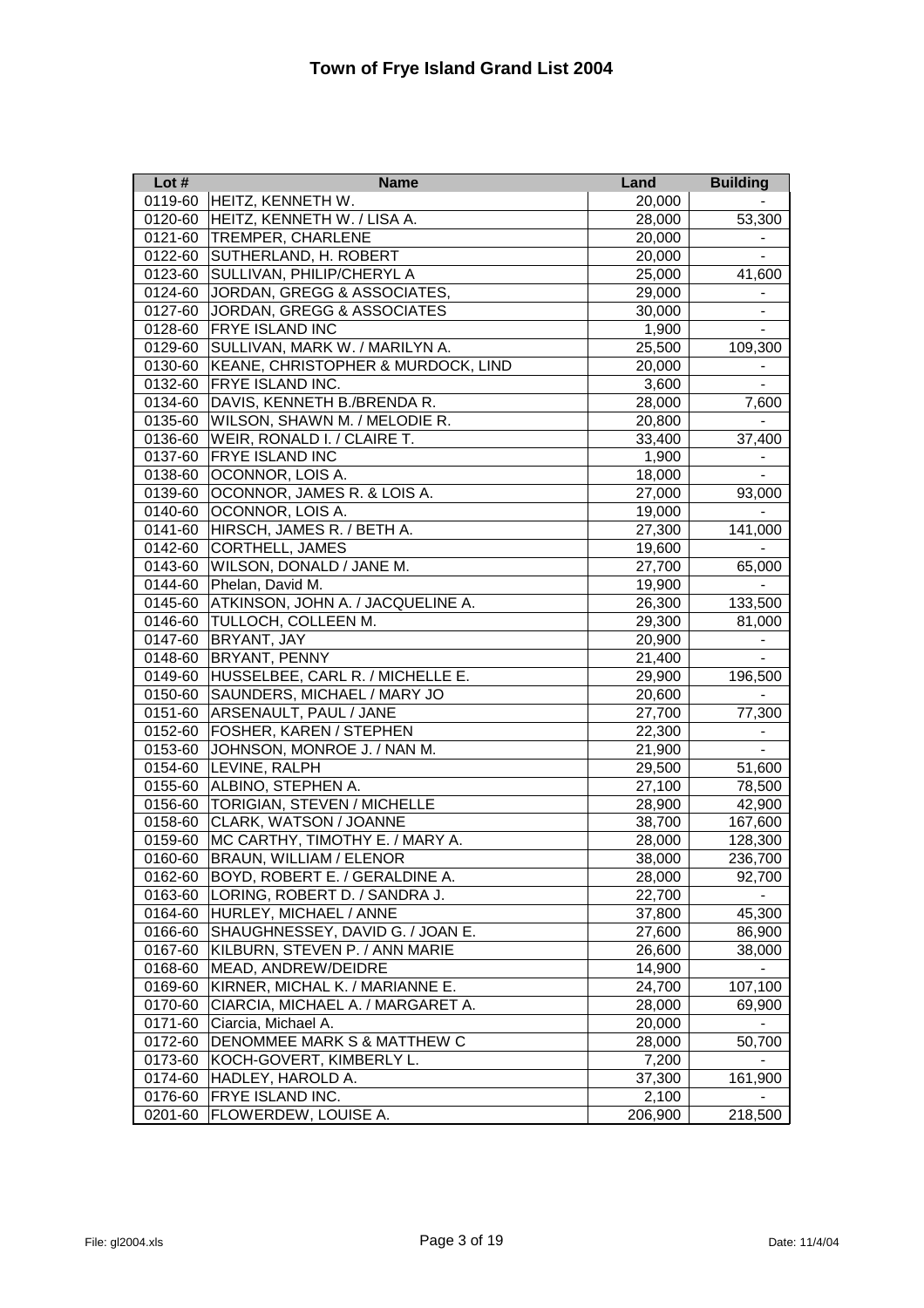# Town of Frye Island Grand List 2004

| Lot # | Name | Land | Building |
|---|---|---|---|
| 0119-60 | HEITZ, KENNETH W. | 20,000 | - |
| 0120-60 | HEITZ, KENNETH W. / LISA A. | 28,000 | 53,300 |
| 0121-60 | TREMPER, CHARLENE | 20,000 | - |
| 0122-60 | SUTHERLAND, H. ROBERT | 20,000 | - |
| 0123-60 | SULLIVAN, PHILIP/CHERYL A | 25,000 | 41,600 |
| 0124-60 | JORDAN, GREGG & ASSOCIATES, | 29,000 | - |
| 0127-60 | JORDAN, GREGG & ASSOCIATES | 30,000 | - |
| 0128-60 | FRYE ISLAND INC | 1,900 | - |
| 0129-60 | SULLIVAN, MARK W. / MARILYN A. | 25,500 | 109,300 |
| 0130-60 | KEANE, CHRISTOPHER & MURDOCK, LIND | 20,000 | - |
| 0132-60 | FRYE ISLAND INC. | 3,600 | - |
| 0134-60 | DAVIS, KENNETH B./BRENDA R. | 28,000 | 7,600 |
| 0135-60 | WILSON, SHAWN M. / MELODIE R. | 20,800 | - |
| 0136-60 | WEIR, RONALD I. / CLAIRE T. | 33,400 | 37,400 |
| 0137-60 | FRYE ISLAND INC | 1,900 | - |
| 0138-60 | OCONNOR, LOIS A. | 18,000 | - |
| 0139-60 | OCONNOR, JAMES R. & LOIS A. | 27,000 | 93,000 |
| 0140-60 | OCONNOR, LOIS A. | 19,000 | - |
| 0141-60 | HIRSCH, JAMES R. / BETH A. | 27,300 | 141,000 |
| 0142-60 | CORTHELL, JAMES | 19,600 | - |
| 0143-60 | WILSON, DONALD / JANE M. | 27,700 | 65,000 |
| 0144-60 | Phelan, David M. | 19,900 | - |
| 0145-60 | ATKINSON, JOHN A. / JACQUELINE A. | 26,300 | 133,500 |
| 0146-60 | TULLOCH, COLLEEN M. | 29,300 | 81,000 |
| 0147-60 | BRYANT, JAY | 20,900 | - |
| 0148-60 | BRYANT, PENNY | 21,400 | - |
| 0149-60 | HUSSELBEE, CARL R. / MICHELLE E. | 29,900 | 196,500 |
| 0150-60 | SAUNDERS, MICHAEL / MARY JO | 20,600 | - |
| 0151-60 | ARSENAULT, PAUL / JANE | 27,700 | 77,300 |
| 0152-60 | FOSHER, KAREN / STEPHEN | 22,300 | - |
| 0153-60 | JOHNSON, MONROE J. / NAN M. | 21,900 | - |
| 0154-60 | LEVINE, RALPH | 29,500 | 51,600 |
| 0155-60 | ALBINO, STEPHEN A. | 27,100 | 78,500 |
| 0156-60 | TORIGIAN, STEVEN / MICHELLE | 28,900 | 42,900 |
| 0158-60 | CLARK, WATSON / JOANNE | 38,700 | 167,600 |
| 0159-60 | MC CARTHY, TIMOTHY E. / MARY A. | 28,000 | 128,300 |
| 0160-60 | BRAUN, WILLIAM / ELENOR | 38,000 | 236,700 |
| 0162-60 | BOYD, ROBERT E. / GERALDINE A. | 28,000 | 92,700 |
| 0163-60 | LORING, ROBERT D. / SANDRA J. | 22,700 | - |
| 0164-60 | HURLEY, MICHAEL / ANNE | 37,800 | 45,300 |
| 0166-60 | SHAUGHNESSEY, DAVID G. / JOAN E. | 27,600 | 86,900 |
| 0167-60 | KILBURN, STEVEN P. / ANN MARIE | 26,600 | 38,000 |
| 0168-60 | MEAD, ANDREW/DEIDRE | 14,900 | - |
| 0169-60 | KIRNER, MICHAL K. / MARIANNE E. | 24,700 | 107,100 |
| 0170-60 | CIARCIA, MICHAEL A. / MARGARET A. | 28,000 | 69,900 |
| 0171-60 | Ciarcia, Michael A. | 20,000 | - |
| 0172-60 | DENOMMEE MARK S & MATTHEW C | 28,000 | 50,700 |
| 0173-60 | KOCH-GOVERT, KIMBERLY L. | 7,200 | - |
| 0174-60 | HADLEY, HAROLD A. | 37,300 | 161,900 |
| 0176-60 | FRYE ISLAND INC. | 2,100 | - |
| 0201-60 | FLOWERDEW, LOUISE A. | 206,900 | 218,500 |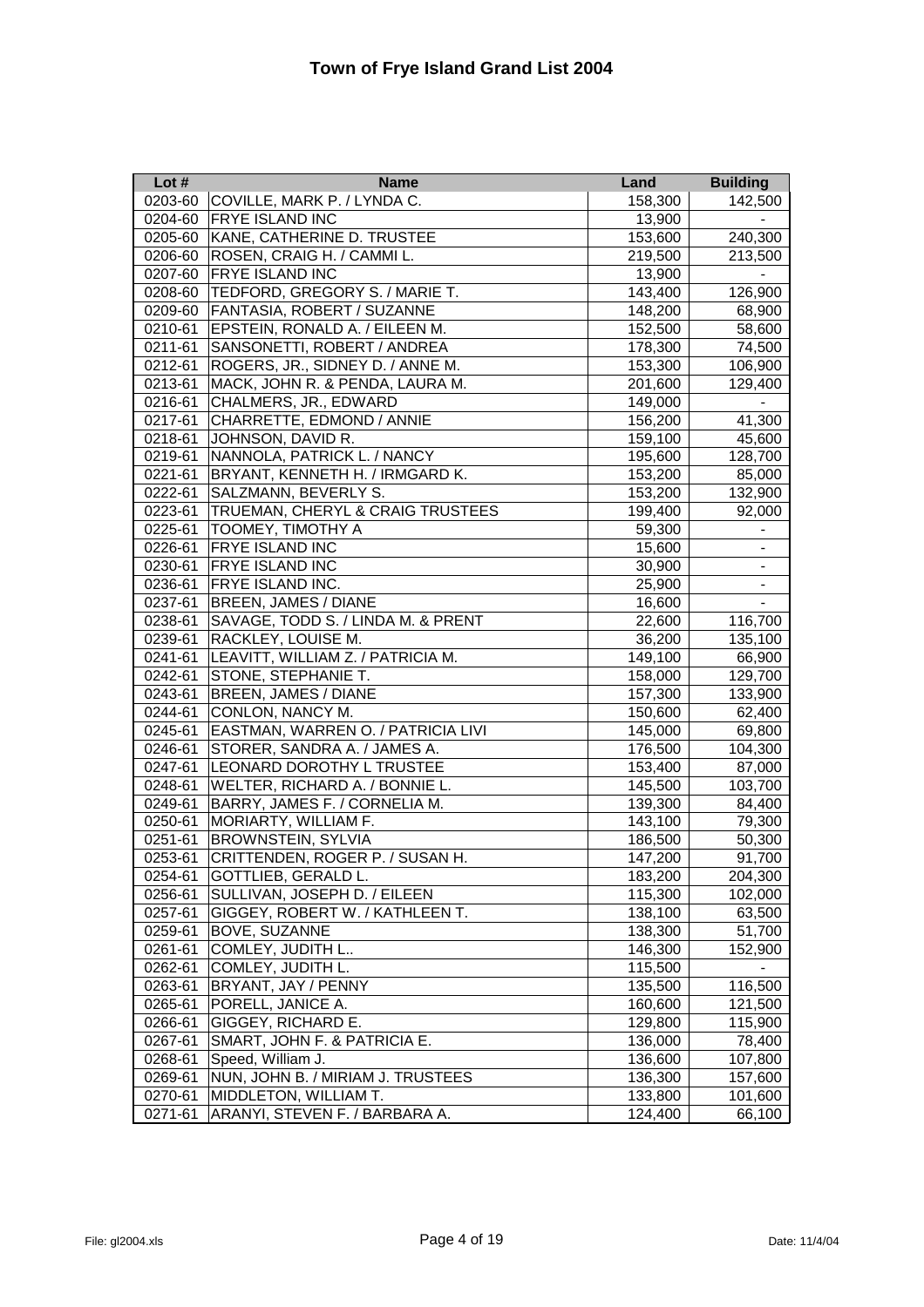# Town of Frye Island Grand List 2004

| Lot # | Name | Land | Building |
|---|---|---|---|
| 0203-60 | COVILLE, MARK P. / LYNDA C. | 158,300 | 142,500 |
| 0204-60 | FRYE ISLAND INC | 13,900 | - |
| 0205-60 | KANE, CATHERINE D. TRUSTEE | 153,600 | 240,300 |
| 0206-60 | ROSEN, CRAIG H. / CAMMI L. | 219,500 | 213,500 |
| 0207-60 | FRYE ISLAND INC | 13,900 | - |
| 0208-60 | TEDFORD, GREGORY S. / MARIE T. | 143,400 | 126,900 |
| 0209-60 | FANTASIA, ROBERT / SUZANNE | 148,200 | 68,900 |
| 0210-61 | EPSTEIN, RONALD A. / EILEEN M. | 152,500 | 58,600 |
| 0211-61 | SANSONETTI, ROBERT / ANDREA | 178,300 | 74,500 |
| 0212-61 | ROGERS, JR., SIDNEY D. / ANNE M. | 153,300 | 106,900 |
| 0213-61 | MACK, JOHN R. & PENDA, LAURA M. | 201,600 | 129,400 |
| 0216-61 | CHALMERS, JR., EDWARD | 149,000 | - |
| 0217-61 | CHARRETTE, EDMOND / ANNIE | 156,200 | 41,300 |
| 0218-61 | JOHNSON, DAVID R. | 159,100 | 45,600 |
| 0219-61 | NANNOLA, PATRICK L. / NANCY | 195,600 | 128,700 |
| 0221-61 | BRYANT, KENNETH H. / IRMGARD K. | 153,200 | 85,000 |
| 0222-61 | SALZMANN, BEVERLY S. | 153,200 | 132,900 |
| 0223-61 | TRUEMAN, CHERYL & CRAIG TRUSTEES | 199,400 | 92,000 |
| 0225-61 | TOOMEY, TIMOTHY A | 59,300 | - |
| 0226-61 | FRYE ISLAND INC | 15,600 | - |
| 0230-61 | FRYE ISLAND INC | 30,900 | - |
| 0236-61 | FRYE ISLAND INC. | 25,900 | - |
| 0237-61 | BREEN, JAMES / DIANE | 16,600 | - |
| 0238-61 | SAVAGE, TODD S. / LINDA M. & PRENT | 22,600 | 116,700 |
| 0239-61 | RACKLEY, LOUISE M. | 36,200 | 135,100 |
| 0241-61 | LEAVITT, WILLIAM Z. / PATRICIA M. | 149,100 | 66,900 |
| 0242-61 | STONE, STEPHANIE T. | 158,000 | 129,700 |
| 0243-61 | BREEN, JAMES / DIANE | 157,300 | 133,900 |
| 0244-61 | CONLON, NANCY M. | 150,600 | 62,400 |
| 0245-61 | EASTMAN, WARREN O. / PATRICIA LIVI | 145,000 | 69,800 |
| 0246-61 | STORER, SANDRA A. / JAMES A. | 176,500 | 104,300 |
| 0247-61 | LEONARD DOROTHY L TRUSTEE | 153,400 | 87,000 |
| 0248-61 | WELTER, RICHARD A. / BONNIE L. | 145,500 | 103,700 |
| 0249-61 | BARRY, JAMES F. / CORNELIA M. | 139,300 | 84,400 |
| 0250-61 | MORIARTY, WILLIAM F. | 143,100 | 79,300 |
| 0251-61 | BROWNSTEIN, SYLVIA | 186,500 | 50,300 |
| 0253-61 | CRITTENDEN, ROGER P. / SUSAN H. | 147,200 | 91,700 |
| 0254-61 | GOTTLIEB, GERALD L. | 183,200 | 204,300 |
| 0256-61 | SULLIVAN, JOSEPH D. / EILEEN | 115,300 | 102,000 |
| 0257-61 | GIGGEY, ROBERT W. / KATHLEEN T. | 138,100 | 63,500 |
| 0259-61 | BOVE, SUZANNE | 138,300 | 51,700 |
| 0261-61 | COMLEY, JUDITH L.. | 146,300 | 152,900 |
| 0262-61 | COMLEY, JUDITH L. | 115,500 | - |
| 0263-61 | BRYANT, JAY / PENNY | 135,500 | 116,500 |
| 0265-61 | PORELL, JANICE A. | 160,600 | 121,500 |
| 0266-61 | GIGGEY, RICHARD E. | 129,800 | 115,900 |
| 0267-61 | SMART, JOHN F. & PATRICIA E. | 136,000 | 78,400 |
| 0268-61 | Speed, William J. | 136,600 | 107,800 |
| 0269-61 | NUN, JOHN B. / MIRIAM J. TRUSTEES | 136,300 | 157,600 |
| 0270-61 | MIDDLETON, WILLIAM T. | 133,800 | 101,600 |
| 0271-61 | ARANYI, STEVEN F. / BARBARA A. | 124,400 | 66,100 |

File: gl2004.xls | Date: 11/4/04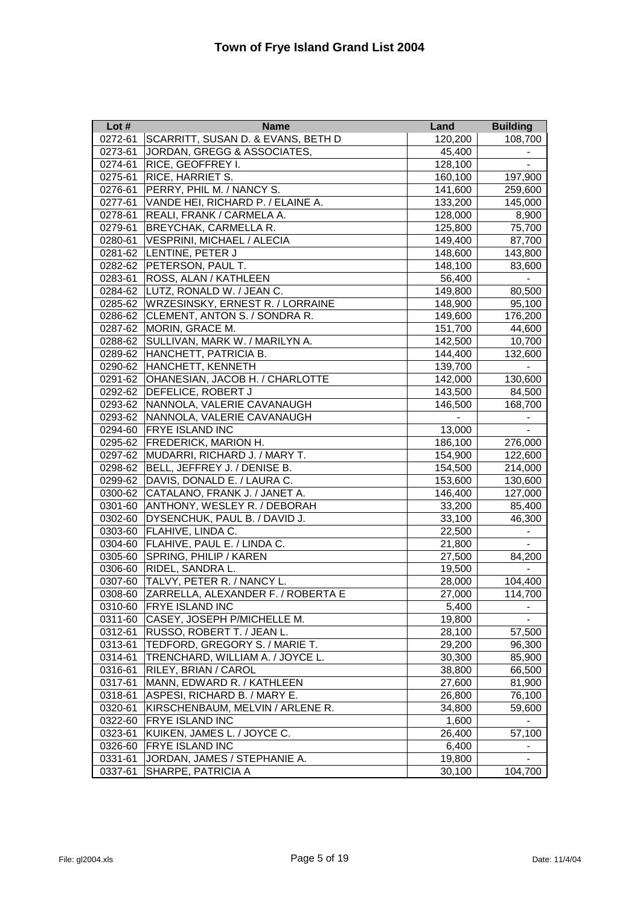# Town of Frye Island Grand List 2004

| Lot # | Name | Land | Building |
|---|---|---|---|
| 0272-61 | SCARRITT, SUSAN D. & EVANS, BETH D | 120,200 | 108,700 |
| 0273-61 | JORDAN, GREGG & ASSOCIATES, | 45,400 | - |
| 0274-61 | RICE, GEOFFREY I. | 128,100 | - |
| 0275-61 | RICE, HARRIET S. | 160,100 | 197,900 |
| 0276-61 | PERRY, PHIL M. / NANCY S. | 141,600 | 259,600 |
| 0277-61 | VANDE HEI, RICHARD P. / ELAINE A. | 133,200 | 145,000 |
| 0278-61 | REALI, FRANK / CARMELA A. | 128,000 | 8,900 |
| 0279-61 | BREYCHAK, CARMELLA R. | 125,800 | 75,700 |
| 0280-61 | VESPRINI, MICHAEL / ALECIA | 149,400 | 87,700 |
| 0281-62 | LENTINE, PETER J | 148,600 | 143,800 |
| 0282-62 | PETERSON, PAUL T. | 148,100 | 83,600 |
| 0283-61 | ROSS, ALAN / KATHLEEN | 56,400 | - |
| 0284-62 | LUTZ, RONALD W. / JEAN C. | 149,800 | 80,500 |
| 0285-62 | WRZESINSKY, ERNEST R. / LORRAINE | 148,900 | 95,100 |
| 0286-62 | CLEMENT, ANTON S. / SONDRA R. | 149,600 | 176,200 |
| 0287-62 | MORIN, GRACE M. | 151,700 | 44,600 |
| 0288-62 | SULLIVAN, MARK W. / MARILYN A. | 142,500 | 10,700 |
| 0289-62 | HANCHETT, PATRICIA B. | 144,400 | 132,600 |
| 0290-62 | HANCHETT, KENNETH | 139,700 | - |
| 0291-62 | OHANESIAN, JACOB H. / CHARLOTTE | 142,000 | 130,600 |
| 0292-62 | DEFELICE, ROBERT J | 143,500 | 84,500 |
| 0293-62 | NANNOLA, VALERIE CAVANAUGH | 146,500 | 168,700 |
| 0293-62 | NANNOLA, VALERIE CAVANAUGH | - | - |
| 0294-60 | FRYE ISLAND INC | 13,000 | - |
| 0295-62 | FREDERICK, MARION H. | 186,100 | 276,000 |
| 0297-62 | MUDARRI, RICHARD J. / MARY T. | 154,900 | 122,600 |
| 0298-62 | BELL, JEFFREY J. / DENISE B. | 154,500 | 214,000 |
| 0299-62 | DAVIS, DONALD E. / LAURA C. | 153,600 | 130,600 |
| 0300-62 | CATALANO, FRANK J. / JANET A. | 146,400 | 127,000 |
| 0301-60 | ANTHONY, WESLEY R. / DEBORAH | 33,200 | 85,400 |
| 0302-60 | DYSENCHUK, PAUL B. / DAVID J. | 33,100 | 46,300 |
| 0303-60 | FLAHIVE, LINDA C. | 22,500 | - |
| 0304-60 | FLAHIVE, PAUL E. / LINDA C. | 21,800 | - |
| 0305-60 | SPRING, PHILIP / KAREN | 27,500 | 84,200 |
| 0306-60 | RIDEL, SANDRA L. | 19,500 | - |
| 0307-60 | TALVY, PETER R. / NANCY L. | 28,000 | 104,400 |
| 0308-60 | ZARRELLA, ALEXANDER F. / ROBERTA E | 27,000 | 114,700 |
| 0310-60 | FRYE ISLAND INC | 5,400 | - |
| 0311-60 | CASEY, JOSEPH P/MICHELLE M. | 19,800 | - |
| 0312-61 | RUSSO, ROBERT T. / JEAN L. | 28,100 | 57,500 |
| 0313-61 | TEDFORD, GREGORY S. / MARIE T. | 29,200 | 96,300 |
| 0314-61 | TRENCHARD, WILLIAM A. / JOYCE L. | 30,300 | 85,900 |
| 0316-61 | RILEY, BRIAN / CAROL | 38,800 | 66,500 |
| 0317-61 | MANN, EDWARD R. / KATHLEEN | 27,600 | 81,900 |
| 0318-61 | ASPESI, RICHARD B. / MARY E. | 26,800 | 76,100 |
| 0320-61 | KIRSCHENBAUM, MELVIN / ARLENE R. | 34,800 | 59,600 |
| 0322-60 | FRYE ISLAND INC | 1,600 | - |
| 0323-61 | KUIKEN, JAMES L. / JOYCE C. | 26,400 | 57,100 |
| 0326-60 | FRYE ISLAND INC | 6,400 | - |
| 0331-61 | JORDAN, JAMES / STEPHANIE A. | 19,800 | - |
| 0337-61 | SHARPE, PATRICIA A | 30,100 | 104,700 |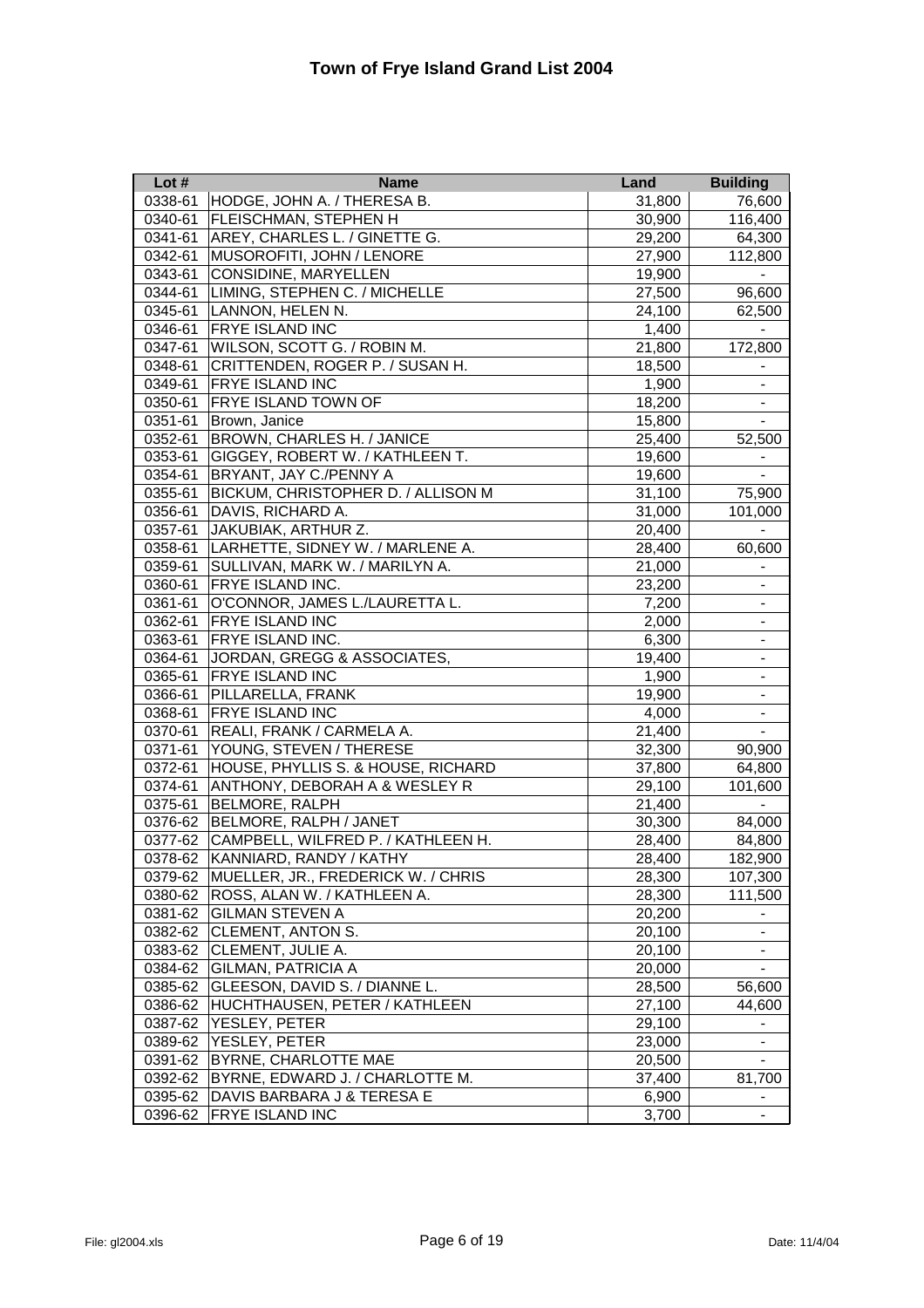# Town of Frye Island Grand List 2004

| Lot # | Name | Land | Building |
|---|---|---|---|
| 0338-61 | HODGE, JOHN A. / THERESA B. | 31,800 | 76,600 |
| 0340-61 | FLEISCHMAN, STEPHEN H | 30,900 | 116,400 |
| 0341-61 | AREY, CHARLES L. / GINETTE G. | 29,200 | 64,300 |
| 0342-61 | MUSOROFITI, JOHN / LENORE | 27,900 | 112,800 |
| 0343-61 | CONSIDINE, MARYELLEN | 19,900 | - |
| 0344-61 | LIMING, STEPHEN C. / MICHELLE | 27,500 | 96,600 |
| 0345-61 | LANNON, HELEN N. | 24,100 | 62,500 |
| 0346-61 | FRYE ISLAND INC | 1,400 | - |
| 0347-61 | WILSON, SCOTT G. / ROBIN M. | 21,800 | 172,800 |
| 0348-61 | CRITTENDEN, ROGER P. / SUSAN H. | 18,500 | - |
| 0349-61 | FRYE ISLAND INC | 1,900 | - |
| 0350-61 | FRYE ISLAND TOWN OF | 18,200 | - |
| 0351-61 | Brown, Janice | 15,800 | - |
| 0352-61 | BROWN, CHARLES H. / JANICE | 25,400 | 52,500 |
| 0353-61 | GIGGEY, ROBERT W. / KATHLEEN T. | 19,600 | - |
| 0354-61 | BRYANT, JAY C./PENNY A | 19,600 | - |
| 0355-61 | BICKUM, CHRISTOPHER D. / ALLISON M | 31,100 | 75,900 |
| 0356-61 | DAVIS, RICHARD A. | 31,000 | 101,000 |
| 0357-61 | JAKUBIAK, ARTHUR Z. | 20,400 | - |
| 0358-61 | LARHETTE, SIDNEY W. / MARLENE A. | 28,400 | 60,600 |
| 0359-61 | SULLIVAN, MARK W. / MARILYN A. | 21,000 | - |
| 0360-61 | FRYE ISLAND INC. | 23,200 | - |
| 0361-61 | O'CONNOR, JAMES L./LAURETTA L. | 7,200 | - |
| 0362-61 | FRYE ISLAND INC | 2,000 | - |
| 0363-61 | FRYE ISLAND INC. | 6,300 | - |
| 0364-61 | JORDAN, GREGG & ASSOCIATES, | 19,400 | - |
| 0365-61 | FRYE ISLAND INC | 1,900 | - |
| 0366-61 | PILLARELLA, FRANK | 19,900 | - |
| 0368-61 | FRYE ISLAND INC | 4,000 | - |
| 0370-61 | REALI, FRANK / CARMELA A. | 21,400 | - |
| 0371-61 | YOUNG, STEVEN / THERESE | 32,300 | 90,900 |
| 0372-61 | HOUSE, PHYLLIS S. & HOUSE, RICHARD | 37,800 | 64,800 |
| 0374-61 | ANTHONY, DEBORAH A & WESLEY R | 29,100 | 101,600 |
| 0375-61 | BELMORE, RALPH | 21,400 | - |
| 0376-62 | BELMORE, RALPH / JANET | 30,300 | 84,000 |
| 0377-62 | CAMPBELL, WILFRED P. / KATHLEEN H. | 28,400 | 84,800 |
| 0378-62 | KANNIARD, RANDY / KATHY | 28,400 | 182,900 |
| 0379-62 | MUELLER, JR., FREDERICK W. / CHRIS | 28,300 | 107,300 |
| 0380-62 | ROSS, ALAN W. / KATHLEEN A. | 28,300 | 111,500 |
| 0381-62 | GILMAN STEVEN A | 20,200 | - |
| 0382-62 | CLEMENT, ANTON S. | 20,100 | - |
| 0383-62 | CLEMENT, JULIE A. | 20,100 | - |
| 0384-62 | GILMAN, PATRICIA A | 20,000 | - |
| 0385-62 | GLEESON, DAVID S. / DIANNE L. | 28,500 | 56,600 |
| 0386-62 | HUCHTHAUSEN, PETER / KATHLEEN | 27,100 | 44,600 |
| 0387-62 | YESLEY, PETER | 29,100 | - |
| 0389-62 | YESLEY, PETER | 23,000 | - |
| 0391-62 | BYRNE, CHARLOTTE MAE | 20,500 | - |
| 0392-62 | BYRNE, EDWARD J. / CHARLOTTE M. | 37,400 | 81,700 |
| 0395-62 | DAVIS BARBARA J & TERESA E | 6,900 | - |
| 0396-62 | FRYE ISLAND INC | 3,700 | - |

File: gl2004.xls

Date: 11/4/04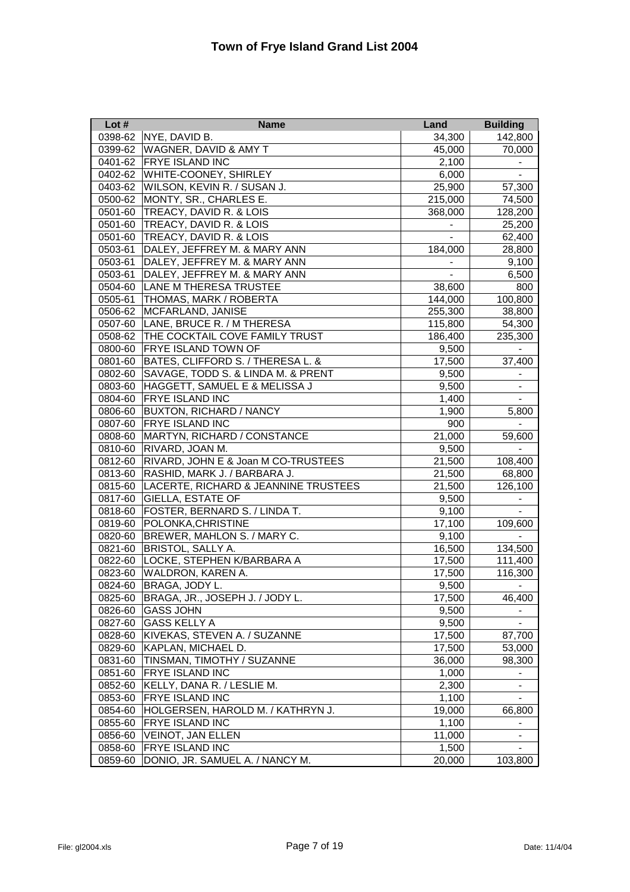# Town of Frye Island Grand List 2004

| Lot # | Name | Land | Building |
|---|---|---|---|
| 0398-62 | NYE, DAVID B. | 34,300 | 142,800 |
| 0399-62 | WAGNER, DAVID & AMY T | 45,000 | 70,000 |
| 0401-62 | FRYE ISLAND INC | 2,100 | - |
| 0402-62 | WHITE-COONEY, SHIRLEY | 6,000 | - |
| 0403-62 | WILSON, KEVIN R. / SUSAN J. | 25,900 | 57,300 |
| 0500-62 | MONTY, SR., CHARLES E. | 215,000 | 74,500 |
| 0501-60 | TREACY, DAVID R. & LOIS | 368,000 | 128,200 |
| 0501-60 | TREACY, DAVID R. & LOIS | - | 25,200 |
| 0501-60 | TREACY, DAVID R. & LOIS | - | 62,400 |
| 0503-61 | DALEY, JEFFREY M. & MARY ANN | 184,000 | 28,800 |
| 0503-61 | DALEY, JEFFREY M. & MARY ANN | - | 9,100 |
| 0503-61 | DALEY, JEFFREY M. & MARY ANN | - | 6,500 |
| 0504-60 | LANE M THERESA TRUSTEE | 38,600 | 800 |
| 0505-61 | THOMAS, MARK / ROBERTA | 144,000 | 100,800 |
| 0506-62 | MCFARLAND, JANISE | 255,300 | 38,800 |
| 0507-60 | LANE, BRUCE R. / M THERESA | 115,800 | 54,300 |
| 0508-62 | THE COCKTAIL COVE FAMILY TRUST | 186,400 | 235,300 |
| 0800-60 | FRYE ISLAND TOWN OF | 9,500 | - |
| 0801-60 | BATES, CLIFFORD S. / THERESA L. & | 17,500 | 37,400 |
| 0802-60 | SAVAGE, TODD S. & LINDA M. & PRENT | 9,500 | - |
| 0803-60 | HAGGETT, SAMUEL E & MELISSA J | 9,500 | - |
| 0804-60 | FRYE ISLAND INC | 1,400 | - |
| 0806-60 | BUXTON, RICHARD / NANCY | 1,900 | 5,800 |
| 0807-60 | FRYE ISLAND INC | 900 | - |
| 0808-60 | MARTYN, RICHARD / CONSTANCE | 21,000 | 59,600 |
| 0810-60 | RIVARD, JOAN M. | 9,500 | - |
| 0812-60 | RIVARD, JOHN E & Joan M CO-TRUSTEES | 21,500 | 108,400 |
| 0813-60 | RASHID, MARK J. / BARBARA J. | 21,500 | 68,800 |
| 0815-60 | LACERTE, RICHARD & JEANNINE TRUSTEES | 21,500 | 126,100 |
| 0817-60 | GIELLA, ESTATE OF | 9,500 | - |
| 0818-60 | FOSTER, BERNARD S. / LINDA T. | 9,100 | - |
| 0819-60 | POLONKA,CHRISTINE | 17,100 | 109,600 |
| 0820-60 | BREWER, MAHLON S. / MARY C. | 9,100 | - |
| 0821-60 | BRISTOL, SALLY A. | 16,500 | 134,500 |
| 0822-60 | LOCKE, STEPHEN K/BARBARA A | 17,500 | 111,400 |
| 0823-60 | WALDRON, KAREN A. | 17,500 | 116,300 |
| 0824-60 | BRAGA, JODY L. | 9,500 | - |
| 0825-60 | BRAGA, JR., JOSEPH J. / JODY L. | 17,500 | 46,400 |
| 0826-60 | GASS JOHN | 9,500 | - |
| 0827-60 | GASS KELLY A | 9,500 | - |
| 0828-60 | KIVEKAS, STEVEN A. / SUZANNE | 17,500 | 87,700 |
| 0829-60 | KAPLAN, MICHAEL D. | 17,500 | 53,000 |
| 0831-60 | TINSMAN, TIMOTHY / SUZANNE | 36,000 | 98,300 |
| 0851-60 | FRYE ISLAND INC | 1,000 | - |
| 0852-60 | KELLY, DANA R. / LESLIE M. | 2,300 | - |
| 0853-60 | FRYE ISLAND INC | 1,100 | - |
| 0854-60 | HOLGERSEN, HAROLD M. / KATHRYN J. | 19,000 | 66,800 |
| 0855-60 | FRYE ISLAND INC | 1,100 | - |
| 0856-60 | VEINOT, JAN ELLEN | 11,000 | - |
| 0858-60 | FRYE ISLAND INC | 1,500 | - |
| 0859-60 | DONIO, JR. SAMUEL A. / NANCY M. | 20,000 | 103,800 |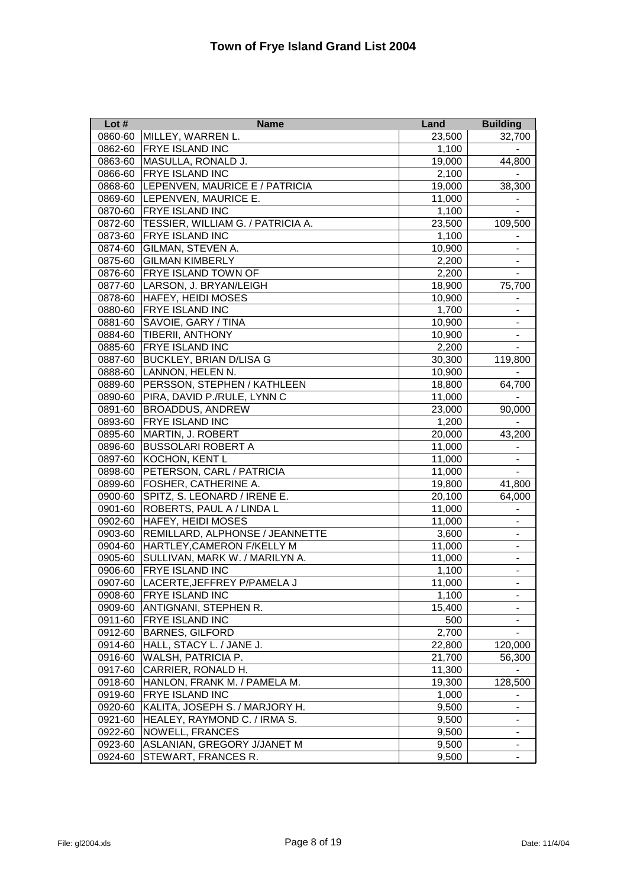# Town of Frye Island Grand List 2004

| Lot # | Name | Land | Building |
|---|---|---|---|
| 0860-60 | MILLEY, WARREN L. | 23,500 | 32,700 |
| 0862-60 | FRYE ISLAND INC | 1,100 | - |
| 0863-60 | MASULLA, RONALD J. | 19,000 | 44,800 |
| 0866-60 | FRYE ISLAND INC | 2,100 | - |
| 0868-60 | LEPENVEN, MAURICE E / PATRICIA | 19,000 | 38,300 |
| 0869-60 | LEPENVEN, MAURICE E. | 11,000 | - |
| 0870-60 | FRYE ISLAND INC | 1,100 | - |
| 0872-60 | TESSIER, WILLIAM G. / PATRICIA A. | 23,500 | 109,500 |
| 0873-60 | FRYE ISLAND INC | 1,100 | - |
| 0874-60 | GILMAN, STEVEN A. | 10,900 | - |
| 0875-60 | GILMAN KIMBERLY | 2,200 | - |
| 0876-60 | FRYE ISLAND TOWN OF | 2,200 | - |
| 0877-60 | LARSON, J. BRYAN/LEIGH | 18,900 | 75,700 |
| 0878-60 | HAFEY, HEIDI MOSES | 10,900 | - |
| 0880-60 | FRYE ISLAND INC | 1,700 | - |
| 0881-60 | SAVOIE, GARY / TINA | 10,900 | - |
| 0884-60 | TIBERII, ANTHONY | 10,900 | - |
| 0885-60 | FRYE ISLAND INC | 2,200 | - |
| 0887-60 | BUCKLEY, BRIAN D/LISA G | 30,300 | 119,800 |
| 0888-60 | LANNON, HELEN N. | 10,900 | - |
| 0889-60 | PERSSON, STEPHEN / KATHLEEN | 18,800 | 64,700 |
| 0890-60 | PIRA, DAVID P./RULE, LYNN C | 11,000 | - |
| 0891-60 | BROADDUS, ANDREW | 23,000 | 90,000 |
| 0893-60 | FRYE ISLAND INC | 1,200 | - |
| 0895-60 | MARTIN, J. ROBERT | 20,000 | 43,200 |
| 0896-60 | BUSSOLARI ROBERT A | 11,000 | - |
| 0897-60 | KOCHON, KENT L | 11,000 | - |
| 0898-60 | PETERSON, CARL / PATRICIA | 11,000 | - |
| 0899-60 | FOSHER, CATHERINE A. | 19,800 | 41,800 |
| 0900-60 | SPITZ, S. LEONARD / IRENE E. | 20,100 | 64,000 |
| 0901-60 | ROBERTS, PAUL A / LINDA L | 11,000 | - |
| 0902-60 | HAFEY, HEIDI MOSES | 11,000 | - |
| 0903-60 | REMILLARD, ALPHONSE / JEANNETTE | 3,600 | - |
| 0904-60 | HARTLEY,CAMERON F/KELLY M | 11,000 | - |
| 0905-60 | SULLIVAN, MARK W. / MARILYN A. | 11,000 | - |
| 0906-60 | FRYE ISLAND INC | 1,100 | - |
| 0907-60 | LACERTE,JEFFREY P/PAMELA J | 11,000 | - |
| 0908-60 | FRYE ISLAND INC | 1,100 | - |
| 0909-60 | ANTIGNANI, STEPHEN R. | 15,400 | - |
| 0911-60 | FRYE ISLAND INC | 500 | - |
| 0912-60 | BARNES, GILFORD | 2,700 | - |
| 0914-60 | HALL, STACY L. / JANE J. | 22,800 | 120,000 |
| 0916-60 | WALSH, PATRICIA P. | 21,700 | 56,300 |
| 0917-60 | CARRIER, RONALD H. | 11,300 | - |
| 0918-60 | HANLON, FRANK M. / PAMELA M. | 19,300 | 128,500 |
| 0919-60 | FRYE ISLAND INC | 1,000 | - |
| 0920-60 | KALITA, JOSEPH S. / MARJORY H. | 9,500 | - |
| 0921-60 | HEALEY, RAYMOND C. / IRMA S. | 9,500 | - |
| 0922-60 | NOWELL, FRANCES | 9,500 | - |
| 0923-60 | ASLANIAN, GREGORY J/JANET M | 9,500 | - |
| 0924-60 | STEWART, FRANCES R. | 9,500 | - |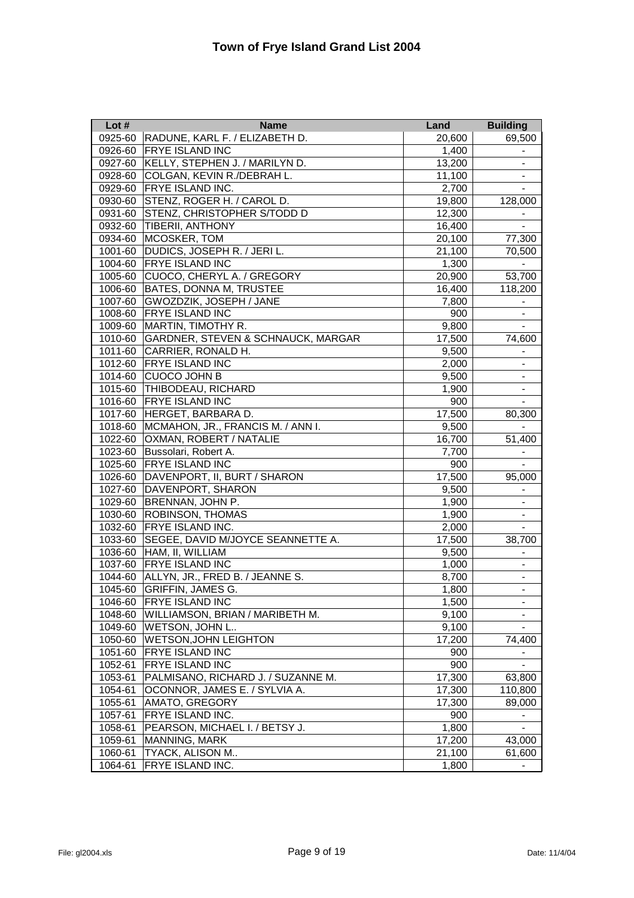# Town of Frye Island Grand List 2004

| Lot # | Name | Land | Building |
|---|---|---|---|
| 0925-60 | RADUNE, KARL F. / ELIZABETH D. | 20,600 | 69,500 |
| 0926-60 | FRYE ISLAND INC | 1,400 | - |
| 0927-60 | KELLY, STEPHEN J. / MARILYN D. | 13,200 | - |
| 0928-60 | COLGAN, KEVIN R./DEBRAH L. | 11,100 | - |
| 0929-60 | FRYE ISLAND INC. | 2,700 | - |
| 0930-60 | STENZ, ROGER H. / CAROL D. | 19,800 | 128,000 |
| 0931-60 | STENZ, CHRISTOPHER S/TODD D | 12,300 | - |
| 0932-60 | TIBERII, ANTHONY | 16,400 | - |
| 0934-60 | MCOSKER, TOM | 20,100 | 77,300 |
| 1001-60 | DUDICS, JOSEPH R. / JERI L. | 21,100 | 70,500 |
| 1004-60 | FRYE ISLAND INC | 1,300 | - |
| 1005-60 | CUOCO, CHERYL A. / GREGORY | 20,900 | 53,700 |
| 1006-60 | BATES, DONNA M, TRUSTEE | 16,400 | 118,200 |
| 1007-60 | GWOZDZIK, JOSEPH / JANE | 7,800 | - |
| 1008-60 | FRYE ISLAND INC | 900 | - |
| 1009-60 | MARTIN, TIMOTHY R. | 9,800 | - |
| 1010-60 | GARDNER, STEVEN & SCHNAUCK, MARGAR | 17,500 | 74,600 |
| 1011-60 | CARRIER, RONALD H. | 9,500 | - |
| 1012-60 | FRYE ISLAND INC | 2,000 | - |
| 1014-60 | CUOCO JOHN B | 9,500 | - |
| 1015-60 | THIBODEAU, RICHARD | 1,900 | - |
| 1016-60 | FRYE ISLAND INC | 900 | - |
| 1017-60 | HERGET, BARBARA D. | 17,500 | 80,300 |
| 1018-60 | MCMAHON, JR., FRANCIS M. / ANN I. | 9,500 | - |
| 1022-60 | OXMAN, ROBERT / NATALIE | 16,700 | 51,400 |
| 1023-60 | Bussolari, Robert A. | 7,700 | - |
| 1025-60 | FRYE ISLAND INC | 900 | - |
| 1026-60 | DAVENPORT, II, BURT / SHARON | 17,500 | 95,000 |
| 1027-60 | DAVENPORT, SHARON | 9,500 | - |
| 1029-60 | BRENNAN, JOHN P. | 1,900 | - |
| 1030-60 | ROBINSON, THOMAS | 1,900 | - |
| 1032-60 | FRYE ISLAND INC. | 2,000 | - |
| 1033-60 | SEGEE, DAVID M/JOYCE SEANNETTE A. | 17,500 | 38,700 |
| 1036-60 | HAM, II, WILLIAM | 9,500 | - |
| 1037-60 | FRYE ISLAND INC | 1,000 | - |
| 1044-60 | ALLYN, JR., FRED B. / JEANNE S. | 8,700 | - |
| 1045-60 | GRIFFIN, JAMES G. | 1,800 | - |
| 1046-60 | FRYE ISLAND INC | 1,500 | - |
| 1048-60 | WILLIAMSON, BRIAN / MARIBETH M. | 9,100 | - |
| 1049-60 | WETSON, JOHN L.. | 9,100 | - |
| 1050-60 | WETSON,JOHN LEIGHTON | 17,200 | 74,400 |
| 1051-60 | FRYE ISLAND INC | 900 | - |
| 1052-61 | FRYE ISLAND INC | 900 | - |
| 1053-61 | PALMISANO, RICHARD J. / SUZANNE M. | 17,300 | 63,800 |
| 1054-61 | OCONNOR, JAMES E. / SYLVIA A. | 17,300 | 110,800 |
| 1055-61 | AMATO, GREGORY | 17,300 | 89,000 |
| 1057-61 | FRYE ISLAND INC. | 900 | - |
| 1058-61 | PEARSON, MICHAEL I. / BETSY J. | 1,800 | - |
| 1059-61 | MANNING, MARK | 17,200 | 43,000 |
| 1060-61 | TYACK, ALISON M.. | 21,100 | 61,600 |
| 1064-61 | FRYE ISLAND INC. | 1,800 | - |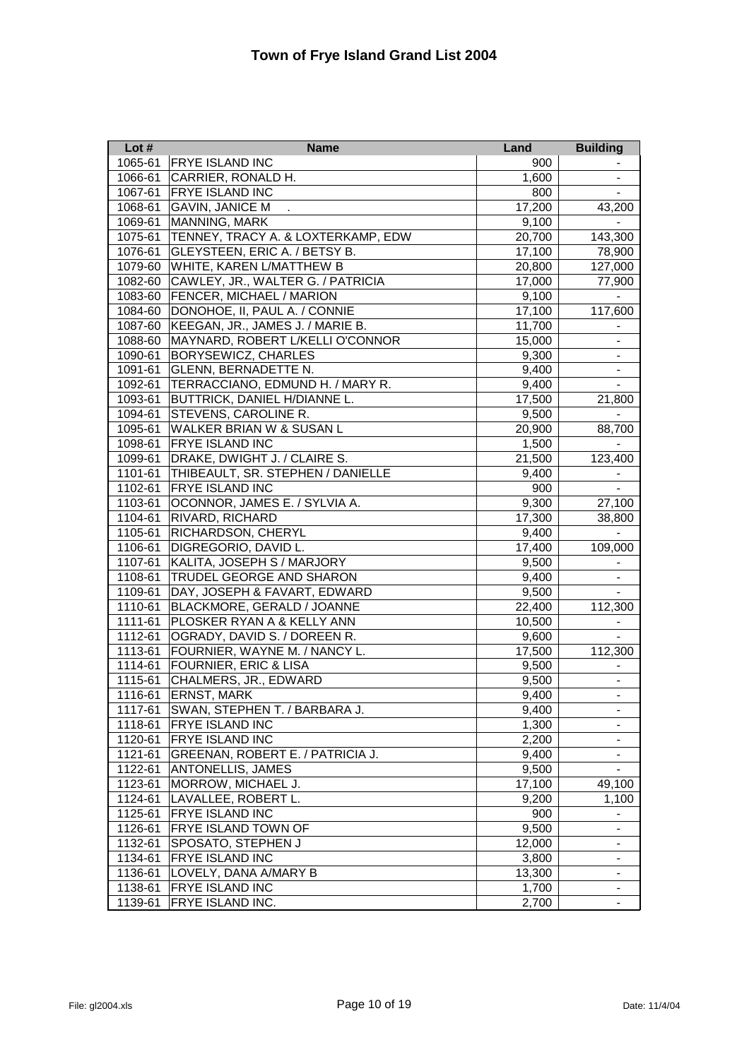# Town of Frye Island Grand List 2004

| Lot # | Name | Land | Building |
|---|---|---|---|
| 1065-61 | FRYE ISLAND INC | 900 | - |
| 1066-61 | CARRIER, RONALD H. | 1,600 | - |
| 1067-61 | FRYE ISLAND INC | 800 | - |
| 1068-61 | GAVIN, JANICE M . | 17,200 | 43,200 |
| 1069-61 | MANNING, MARK | 9,100 | - |
| 1075-61 | TENNEY, TRACY A. & LOXTERKAMP, EDW | 20,700 | 143,300 |
| 1076-61 | GLEYSTEEN, ERIC A. / BETSY B. | 17,100 | 78,900 |
| 1079-60 | WHITE, KAREN L/MATTHEW B | 20,800 | 127,000 |
| 1082-60 | CAWLEY, JR., WALTER G. / PATRICIA | 17,000 | 77,900 |
| 1083-60 | FENCER, MICHAEL / MARION | 9,100 | - |
| 1084-60 | DONOHOE, II, PAUL A. / CONNIE | 17,100 | 117,600 |
| 1087-60 | KEEGAN, JR., JAMES J. / MARIE B. | 11,700 | - |
| 1088-60 | MAYNARD, ROBERT L/KELLI O'CONNOR | 15,000 | - |
| 1090-61 | BORYSEWICZ, CHARLES | 9,300 | - |
| 1091-61 | GLENN, BERNADETTE N. | 9,400 | - |
| 1092-61 | TERRACCIANO, EDMUND H. / MARY R. | 9,400 | - |
| 1093-61 | BUTTRICK, DANIEL H/DIANNE L. | 17,500 | 21,800 |
| 1094-61 | STEVENS, CAROLINE R. | 9,500 | - |
| 1095-61 | WALKER BRIAN W & SUSAN L | 20,900 | 88,700 |
| 1098-61 | FRYE ISLAND INC | 1,500 | - |
| 1099-61 | DRAKE, DWIGHT J. / CLAIRE S. | 21,500 | 123,400 |
| 1101-61 | THIBEAULT, SR. STEPHEN / DANIELLE | 9,400 | - |
| 1102-61 | FRYE ISLAND INC | 900 | - |
| 1103-61 | OCONNOR, JAMES E. / SYLVIA A. | 9,300 | 27,100 |
| 1104-61 | RIVARD, RICHARD | 17,300 | 38,800 |
| 1105-61 | RICHARDSON, CHERYL | 9,400 | - |
| 1106-61 | DIGREGORIO, DAVID L. | 17,400 | 109,000 |
| 1107-61 | KALITA, JOSEPH S / MARJORY | 9,500 | - |
| 1108-61 | TRUDEL GEORGE AND SHARON | 9,400 | - |
| 1109-61 | DAY, JOSEPH & FAVART, EDWARD | 9,500 | - |
| 1110-61 | BLACKMORE, GERALD / JOANNE | 22,400 | 112,300 |
| 1111-61 | PLOSKER RYAN A & KELLY ANN | 10,500 | - |
| 1112-61 | OGRADY, DAVID S. / DOREEN R. | 9,600 | - |
| 1113-61 | FOURNIER, WAYNE M. / NANCY L. | 17,500 | 112,300 |
| 1114-61 | FOURNIER, ERIC & LISA | 9,500 | - |
| 1115-61 | CHALMERS, JR., EDWARD | 9,500 | - |
| 1116-61 | ERNST, MARK | 9,400 | - |
| 1117-61 | SWAN, STEPHEN T. / BARBARA J. | 9,400 | - |
| 1118-61 | FRYE ISLAND INC | 1,300 | - |
| 1120-61 | FRYE ISLAND INC | 2,200 | - |
| 1121-61 | GREENAN, ROBERT E. / PATRICIA J. | 9,400 | - |
| 1122-61 | ANTONELLIS, JAMES | 9,500 | - |
| 1123-61 | MORROW, MICHAEL J. | 17,100 | 49,100 |
| 1124-61 | LAVALLEE, ROBERT L. | 9,200 | 1,100 |
| 1125-61 | FRYE ISLAND INC | 900 | - |
| 1126-61 | FRYE ISLAND TOWN OF | 9,500 | - |
| 1132-61 | SPOSATO, STEPHEN J | 12,000 | - |
| 1134-61 | FRYE ISLAND INC | 3,800 | - |
| 1136-61 | LOVELY, DANA A/MARY B | 13,300 | - |
| 1138-61 | FRYE ISLAND INC | 1,700 | - |
| 1139-61 | FRYE ISLAND INC. | 2,700 | - |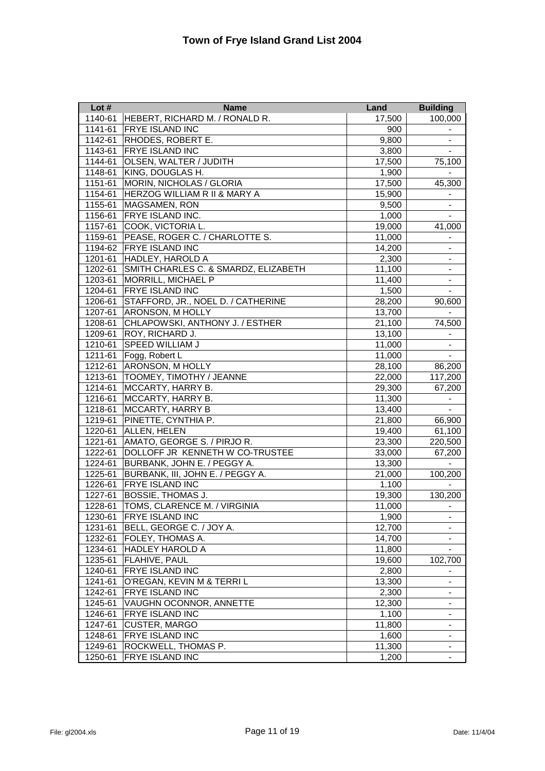# Town of Frye Island Grand List 2004

| Lot # | Name | Land | Building |
|---|---|---|---|
| 1140-61 | HEBERT, RICHARD M. / RONALD R. | 17,500 | 100,000 |
| 1141-61 | FRYE ISLAND INC | 900 | - |
| 1142-61 | RHODES, ROBERT E. | 9,800 | - |
| 1143-61 | FRYE ISLAND INC | 3,800 | - |
| 1144-61 | OLSEN, WALTER / JUDITH | 17,500 | 75,100 |
| 1148-61 | KING, DOUGLAS H. | 1,900 | - |
| 1151-61 | MORIN, NICHOLAS / GLORIA | 17,500 | 45,300 |
| 1154-61 | HERZOG WILLIAM R II & MARY A | 15,900 | - |
| 1155-61 | MAGSAMEN, RON | 9,500 | - |
| 1156-61 | FRYE ISLAND INC. | 1,000 | - |
| 1157-61 | COOK, VICTORIA L. | 19,000 | 41,000 |
| 1159-61 | PEASE, ROGER C. / CHARLOTTE S. | 11,000 | - |
| 1194-62 | FRYE ISLAND INC | 14,200 | - |
| 1201-61 | HADLEY, HAROLD A | 2,300 | - |
| 1202-61 | SMITH CHARLES C. & SMARDZ, ELIZABETH | 11,100 | - |
| 1203-61 | MORRILL, MICHAEL P | 11,400 | - |
| 1204-61 | FRYE ISLAND INC | 1,500 | - |
| 1206-61 | STAFFORD, JR., NOEL D. / CATHERINE | 28,200 | 90,600 |
| 1207-61 | ARONSON, M HOLLY | 13,700 | - |
| 1208-61 | CHLAPOWSKI, ANTHONY J. / ESTHER | 21,100 | 74,500 |
| 1209-61 | ROY, RICHARD J. | 13,100 | - |
| 1210-61 | SPEED WILLIAM J | 11,000 | - |
| 1211-61 | Fogg, Robert L | 11,000 | - |
| 1212-61 | ARONSON, M HOLLY | 28,100 | 86,200 |
| 1213-61 | TOOMEY, TIMOTHY / JEANNE | 22,000 | 117,200 |
| 1214-61 | MCCARTY, HARRY B. | 29,300 | 67,200 |
| 1216-61 | MCCARTY, HARRY B. | 11,300 | - |
| 1218-61 | MCCARTY, HARRY B | 13,400 | - |
| 1219-61 | PINETTE, CYNTHIA P. | 21,800 | 66,900 |
| 1220-61 | ALLEN, HELEN | 19,400 | 61,100 |
| 1221-61 | AMATO, GEORGE S. / PIRJO R. | 23,300 | 220,500 |
| 1222-61 | DOLLOFF JR KENNETH W CO-TRUSTEE | 33,000 | 67,200 |
| 1224-61 | BURBANK, JOHN E. / PEGGY A. | 13,300 | - |
| 1225-61 | BURBANK, III, JOHN E. / PEGGY A. | 21,000 | 100,200 |
| 1226-61 | FRYE ISLAND INC | 1,100 | - |
| 1227-61 | BOSSIE, THOMAS J. | 19,300 | 130,200 |
| 1228-61 | TOMS, CLARENCE M. / VIRGINIA | 11,000 | - |
| 1230-61 | FRYE ISLAND INC | 1,900 | - |
| 1231-61 | BELL, GEORGE C. / JOY A. | 12,700 | - |
| 1232-61 | FOLEY, THOMAS A. | 14,700 | - |
| 1234-61 | HADLEY HAROLD A | 11,800 | - |
| 1235-61 | FLAHIVE, PAUL | 19,600 | 102,700 |
| 1240-61 | FRYE ISLAND INC | 2,800 | - |
| 1241-61 | O'REGAN, KEVIN M & TERRI L | 13,300 | - |
| 1242-61 | FRYE ISLAND INC | 2,300 | - |
| 1245-61 | VAUGHN OCONNOR, ANNETTE | 12,300 | - |
| 1246-61 | FRYE ISLAND INC | 1,100 | - |
| 1247-61 | CUSTER, MARGO | 11,800 | - |
| 1248-61 | FRYE ISLAND INC | 1,600 | - |
| 1249-61 | ROCKWELL, THOMAS P. | 11,300 | - |
| 1250-61 | FRYE ISLAND INC | 1,200 | - |

File: gl2004.xls Date: 11/4/04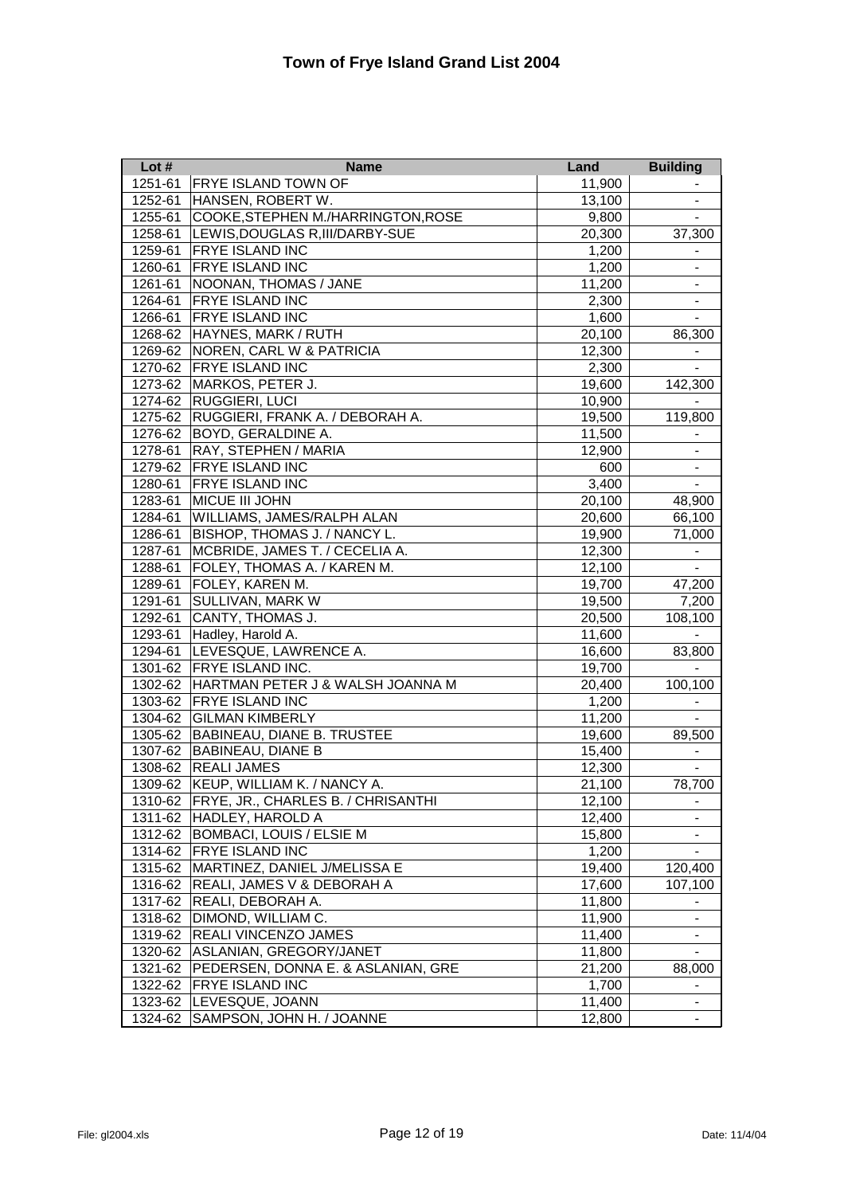# Town of Frye Island Grand List 2004

| Lot # | Name | Land | Building |
|---|---|---|---|
| 1251-61 | FRYE ISLAND TOWN OF | 11,900 | - |
| 1252-61 | HANSEN, ROBERT W. | 13,100 | - |
| 1255-61 | COOKE,STEPHEN M./HARRINGTON,ROSE | 9,800 | - |
| 1258-61 | LEWIS,DOUGLAS R,III/DARBY-SUE | 20,300 | 37,300 |
| 1259-61 | FRYE ISLAND INC | 1,200 | - |
| 1260-61 | FRYE ISLAND INC | 1,200 | - |
| 1261-61 | NOONAN, THOMAS / JANE | 11,200 | - |
| 1264-61 | FRYE ISLAND INC | 2,300 | - |
| 1266-61 | FRYE ISLAND INC | 1,600 | - |
| 1268-62 | HAYNES, MARK / RUTH | 20,100 | 86,300 |
| 1269-62 | NOREN, CARL W & PATRICIA | 12,300 | - |
| 1270-62 | FRYE ISLAND INC | 2,300 | - |
| 1273-62 | MARKOS, PETER J. | 19,600 | 142,300 |
| 1274-62 | RUGGIERI, LUCI | 10,900 | - |
| 1275-62 | RUGGIERI, FRANK A. / DEBORAH A. | 19,500 | 119,800 |
| 1276-62 | BOYD, GERALDINE A. | 11,500 | - |
| 1278-61 | RAY, STEPHEN / MARIA | 12,900 | - |
| 1279-62 | FRYE ISLAND INC | 600 | - |
| 1280-61 | FRYE ISLAND INC | 3,400 | - |
| 1283-61 | MICUE III JOHN | 20,100 | 48,900 |
| 1284-61 | WILLIAMS, JAMES/RALPH ALAN | 20,600 | 66,100 |
| 1286-61 | BISHOP, THOMAS J. / NANCY L. | 19,900 | 71,000 |
| 1287-61 | MCBRIDE, JAMES T. / CECELIA A. | 12,300 | - |
| 1288-61 | FOLEY, THOMAS A. / KAREN M. | 12,100 | - |
| 1289-61 | FOLEY, KAREN M. | 19,700 | 47,200 |
| 1291-61 | SULLIVAN, MARK W | 19,500 | 7,200 |
| 1292-61 | CANTY, THOMAS J. | 20,500 | 108,100 |
| 1293-61 | Hadley, Harold A. | 11,600 | - |
| 1294-61 | LEVESQUE, LAWRENCE A. | 16,600 | 83,800 |
| 1301-62 | FRYE ISLAND INC. | 19,700 | - |
| 1302-62 | HARTMAN PETER J & WALSH JOANNA M | 20,400 | 100,100 |
| 1303-62 | FRYE ISLAND INC | 1,200 | - |
| 1304-62 | GILMAN KIMBERLY | 11,200 | - |
| 1305-62 | BABINEAU, DIANE B. TRUSTEE | 19,600 | 89,500 |
| 1307-62 | BABINEAU, DIANE B | 15,400 | - |
| 1308-62 | REALI JAMES | 12,300 | - |
| 1309-62 | KEUP, WILLIAM K. / NANCY A. | 21,100 | 78,700 |
| 1310-62 | FRYE, JR., CHARLES B. / CHRISANTHI | 12,100 | - |
| 1311-62 | HADLEY, HAROLD A | 12,400 | - |
| 1312-62 | BOMBACI, LOUIS / ELSIE M | 15,800 | - |
| 1314-62 | FRYE ISLAND INC | 1,200 | - |
| 1315-62 | MARTINEZ, DANIEL J/MELISSA E | 19,400 | 120,400 |
| 1316-62 | REALI, JAMES V & DEBORAH A | 17,600 | 107,100 |
| 1317-62 | REALI, DEBORAH A. | 11,800 | - |
| 1318-62 | DIMOND, WILLIAM C. | 11,900 | - |
| 1319-62 | REALI VINCENZO JAMES | 11,400 | - |
| 1320-62 | ASLANIAN, GREGORY/JANET | 11,800 | - |
| 1321-62 | PEDERSEN, DONNA E. & ASLANIAN, GRE | 21,200 | 88,000 |
| 1322-62 | FRYE ISLAND INC | 1,700 | - |
| 1323-62 | LEVESQUE, JOANN | 11,400 | - |
| 1324-62 | SAMPSON, JOHN H. / JOANNE | 12,800 | - |

File: gl2004.xls Date: 11/4/04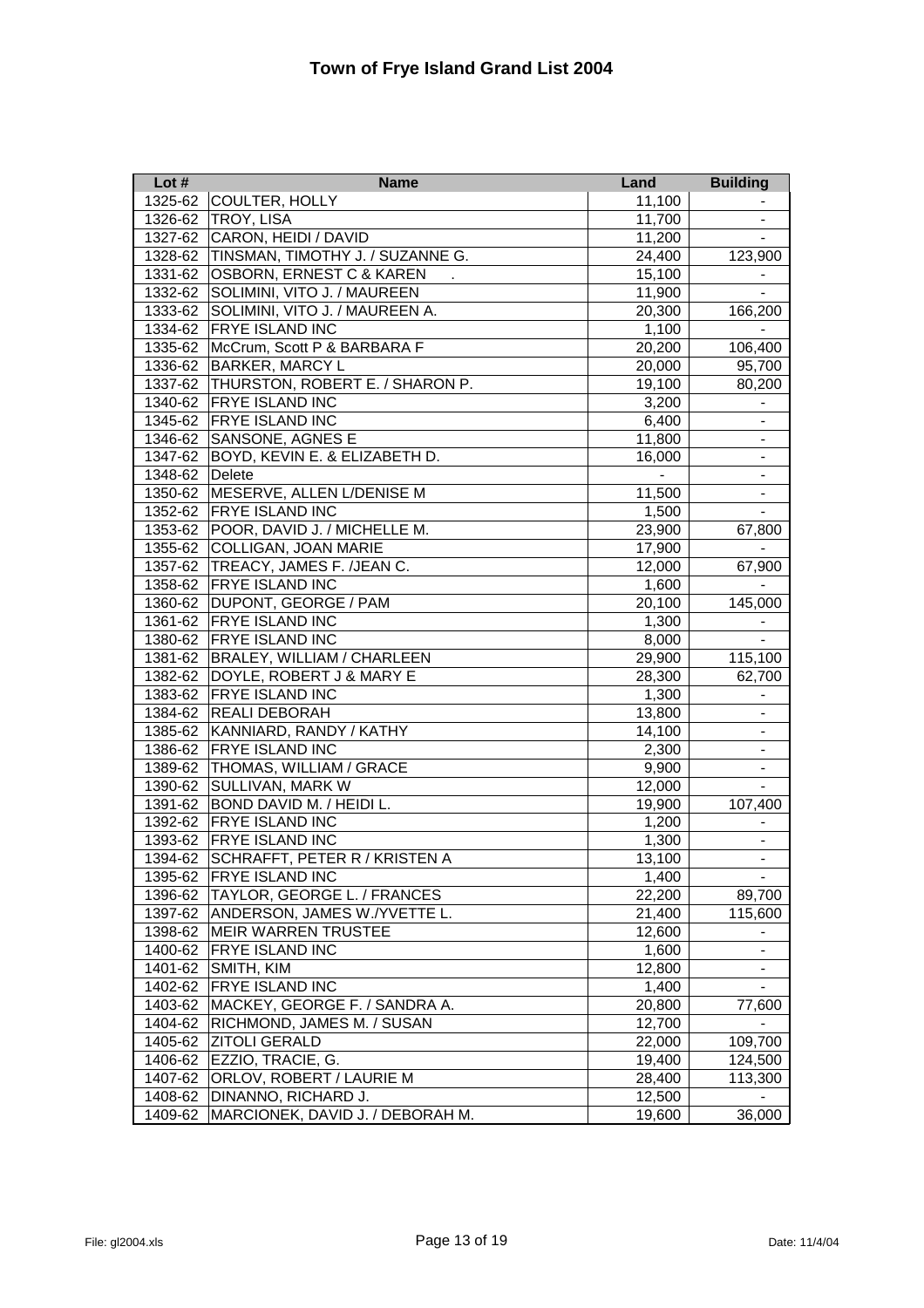# Town of Frye Island Grand List 2004

| Lot # | Name | Land | Building |
|---|---|---|---|
| 1325-62 | COULTER, HOLLY | 11,100 | - |
| 1326-62 | TROY, LISA | 11,700 | - |
| 1327-62 | CARON, HEIDI / DAVID | 11,200 | - |
| 1328-62 | TINSMAN, TIMOTHY J. / SUZANNE G. | 24,400 | 123,900 |
| 1331-62 | OSBORN, ERNEST C & KAREN . | 15,100 | - |
| 1332-62 | SOLIMINI, VITO J. / MAUREEN | 11,900 | - |
| 1333-62 | SOLIMINI, VITO J. / MAUREEN A. | 20,300 | 166,200 |
| 1334-62 | FRYE ISLAND INC | 1,100 | - |
| 1335-62 | McCrum, Scott P & BARBARA F | 20,200 | 106,400 |
| 1336-62 | BARKER, MARCY L | 20,000 | 95,700 |
| 1337-62 | THURSTON, ROBERT E. / SHARON P. | 19,100 | 80,200 |
| 1340-62 | FRYE ISLAND INC | 3,200 | - |
| 1345-62 | FRYE ISLAND INC | 6,400 | - |
| 1346-62 | SANSONE, AGNES E | 11,800 | - |
| 1347-62 | BOYD, KEVIN E. & ELIZABETH D. | 16,000 | - |
| 1348-62 | Delete | - | - |
| 1350-62 | MESERVE, ALLEN L/DENISE M | 11,500 | - |
| 1352-62 | FRYE ISLAND INC | 1,500 | - |
| 1353-62 | POOR, DAVID J. / MICHELLE M. | 23,900 | 67,800 |
| 1355-62 | COLLIGAN, JOAN MARIE | 17,900 | - |
| 1357-62 | TREACY, JAMES F. /JEAN C. | 12,000 | 67,900 |
| 1358-62 | FRYE ISLAND INC | 1,600 | - |
| 1360-62 | DUPONT, GEORGE / PAM | 20,100 | 145,000 |
| 1361-62 | FRYE ISLAND INC | 1,300 | - |
| 1380-62 | FRYE ISLAND INC | 8,000 | - |
| 1381-62 | BRALEY, WILLIAM / CHARLEEN | 29,900 | 115,100 |
| 1382-62 | DOYLE, ROBERT J & MARY E | 28,300 | 62,700 |
| 1383-62 | FRYE ISLAND INC | 1,300 | - |
| 1384-62 | REALI DEBORAH | 13,800 | - |
| 1385-62 | KANNIARD, RANDY / KATHY | 14,100 | - |
| 1386-62 | FRYE ISLAND INC | 2,300 | - |
| 1389-62 | THOMAS, WILLIAM / GRACE | 9,900 | - |
| 1390-62 | SULLIVAN, MARK W | 12,000 | - |
| 1391-62 | BOND DAVID M. / HEIDI L. | 19,900 | 107,400 |
| 1392-62 | FRYE ISLAND INC | 1,200 | - |
| 1393-62 | FRYE ISLAND INC | 1,300 | - |
| 1394-62 | SCHRAFFT, PETER R / KRISTEN A | 13,100 | - |
| 1395-62 | FRYE ISLAND INC | 1,400 | - |
| 1396-62 | TAYLOR, GEORGE L. / FRANCES | 22,200 | 89,700 |
| 1397-62 | ANDERSON, JAMES W./YVETTE L. | 21,400 | 115,600 |
| 1398-62 | MEIR WARREN TRUSTEE | 12,600 | - |
| 1400-62 | FRYE ISLAND INC | 1,600 | - |
| 1401-62 | SMITH, KIM | 12,800 | - |
| 1402-62 | FRYE ISLAND INC | 1,400 | - |
| 1403-62 | MACKEY, GEORGE F. / SANDRA A. | 20,800 | 77,600 |
| 1404-62 | RICHMOND, JAMES M. / SUSAN | 12,700 | - |
| 1405-62 | ZITOLI GERALD | 22,000 | 109,700 |
| 1406-62 | EZZIO, TRACIE, G. | 19,400 | 124,500 |
| 1407-62 | ORLOV, ROBERT / LAURIE M | 28,400 | 113,300 |
| 1408-62 | DINANNO, RICHARD J. | 12,500 | - |
| 1409-62 | MARCIONEK, DAVID J. / DEBORAH M. | 19,600 | 36,000 |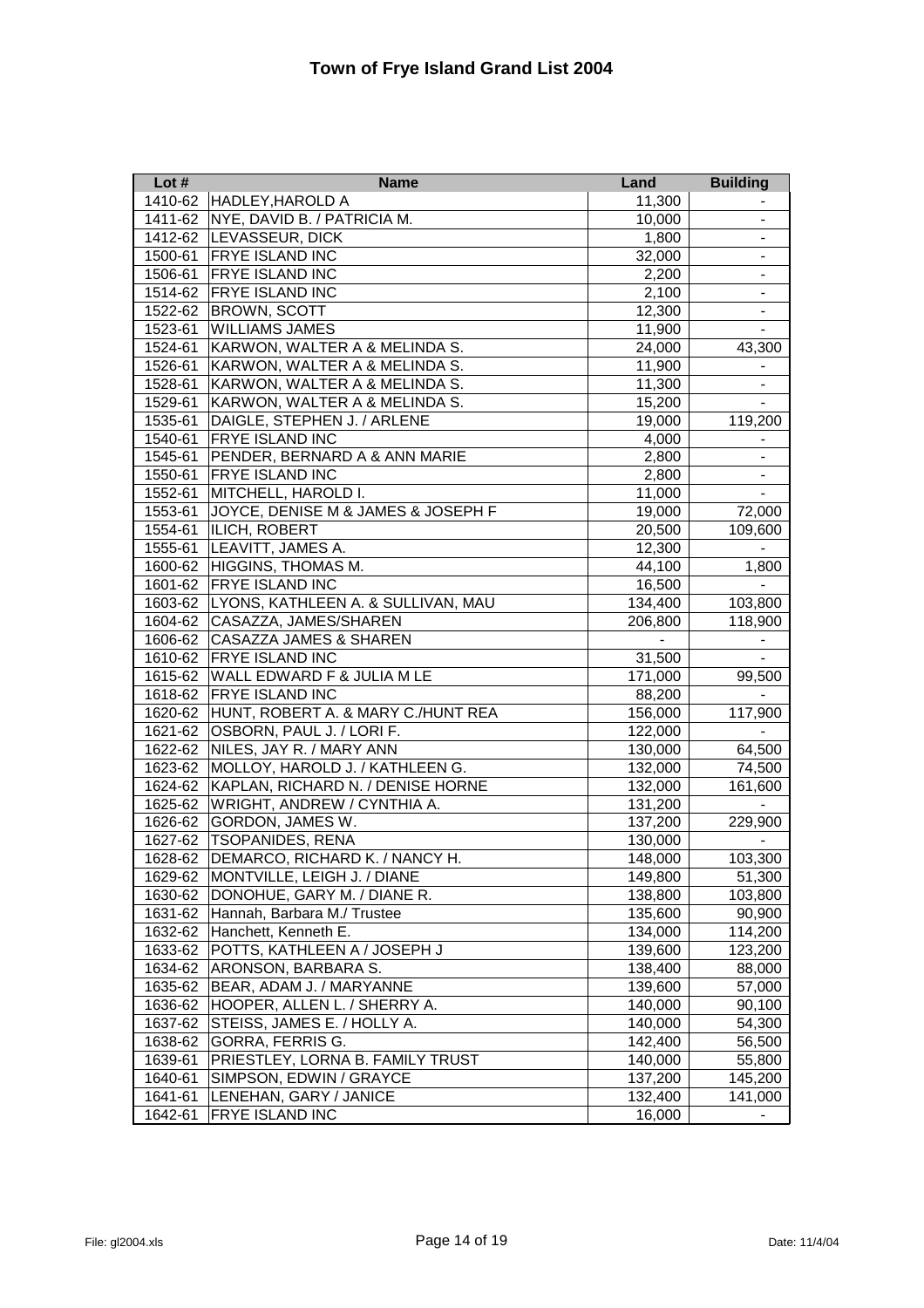# Town of Frye Island Grand List 2004

| Lot # | Name | Land | Building |
|---|---|---|---|
| 1410-62 | HADLEY,HAROLD A | 11,300 | - |
| 1411-62 | NYE, DAVID B. / PATRICIA M. | 10,000 | - |
| 1412-62 | LEVASSEUR, DICK | 1,800 | - |
| 1500-61 | FRYE ISLAND INC | 32,000 | - |
| 1506-61 | FRYE ISLAND INC | 2,200 | - |
| 1514-62 | FRYE ISLAND INC | 2,100 | - |
| 1522-62 | BROWN, SCOTT | 12,300 | - |
| 1523-61 | WILLIAMS JAMES | 11,900 | - |
| 1524-61 | KARWON, WALTER A & MELINDA S. | 24,000 | 43,300 |
| 1526-61 | KARWON, WALTER A & MELINDA S. | 11,900 | - |
| 1528-61 | KARWON, WALTER A & MELINDA S. | 11,300 | - |
| 1529-61 | KARWON, WALTER A & MELINDA S. | 15,200 | - |
| 1535-61 | DAIGLE, STEPHEN J. / ARLENE | 19,000 | 119,200 |
| 1540-61 | FRYE ISLAND INC | 4,000 | - |
| 1545-61 | PENDER, BERNARD A & ANN MARIE | 2,800 | - |
| 1550-61 | FRYE ISLAND INC | 2,800 | - |
| 1552-61 | MITCHELL, HAROLD I. | 11,000 | - |
| 1553-61 | JOYCE, DENISE M & JAMES & JOSEPH F | 19,000 | 72,000 |
| 1554-61 | ILICH, ROBERT | 20,500 | 109,600 |
| 1555-61 | LEAVITT, JAMES A. | 12,300 | - |
| 1600-62 | HIGGINS, THOMAS M. | 44,100 | 1,800 |
| 1601-62 | FRYE ISLAND INC | 16,500 | - |
| 1603-62 | LYONS, KATHLEEN A. & SULLIVAN, MAU | 134,400 | 103,800 |
| 1604-62 | CASAZZA, JAMES/SHAREN | 206,800 | 118,900 |
| 1606-62 | CASAZZA JAMES & SHAREN | - | - |
| 1610-62 | FRYE ISLAND INC | 31,500 | - |
| 1615-62 | WALL EDWARD F & JULIA M LE | 171,000 | 99,500 |
| 1618-62 | FRYE ISLAND INC | 88,200 | - |
| 1620-62 | HUNT, ROBERT A. & MARY C./HUNT REA | 156,000 | 117,900 |
| 1621-62 | OSBORN, PAUL J. / LORI F. | 122,000 | - |
| 1622-62 | NILES, JAY R. / MARY ANN | 130,000 | 64,500 |
| 1623-62 | MOLLOY, HAROLD J. / KATHLEEN G. | 132,000 | 74,500 |
| 1624-62 | KAPLAN, RICHARD N. / DENISE HORNE | 132,000 | 161,600 |
| 1625-62 | WRIGHT, ANDREW / CYNTHIA A. | 131,200 | - |
| 1626-62 | GORDON, JAMES W. | 137,200 | 229,900 |
| 1627-62 | TSOPANIDES, RENA | 130,000 | - |
| 1628-62 | DEMARCO, RICHARD K. / NANCY H. | 148,000 | 103,300 |
| 1629-62 | MONTVILLE, LEIGH J. / DIANE | 149,800 | 51,300 |
| 1630-62 | DONOHUE, GARY M. / DIANE R. | 138,800 | 103,800 |
| 1631-62 | Hannah, Barbara M./ Trustee | 135,600 | 90,900 |
| 1632-62 | Hanchett, Kenneth E. | 134,000 | 114,200 |
| 1633-62 | POTTS, KATHLEEN A / JOSEPH J | 139,600 | 123,200 |
| 1634-62 | ARONSON, BARBARA S. | 138,400 | 88,000 |
| 1635-62 | BEAR, ADAM J. / MARYANNE | 139,600 | 57,000 |
| 1636-62 | HOOPER, ALLEN L. / SHERRY A. | 140,000 | 90,100 |
| 1637-62 | STEISS, JAMES E. / HOLLY A. | 140,000 | 54,300 |
| 1638-62 | GORRA, FERRIS G. | 142,400 | 56,500 |
| 1639-61 | PRIESTLEY, LORNA B. FAMILY TRUST | 140,000 | 55,800 |
| 1640-61 | SIMPSON, EDWIN / GRAYCE | 137,200 | 145,200 |
| 1641-61 | LENEHAN, GARY / JANICE | 132,400 | 141,000 |
| 1642-61 | FRYE ISLAND INC | 16,000 | - |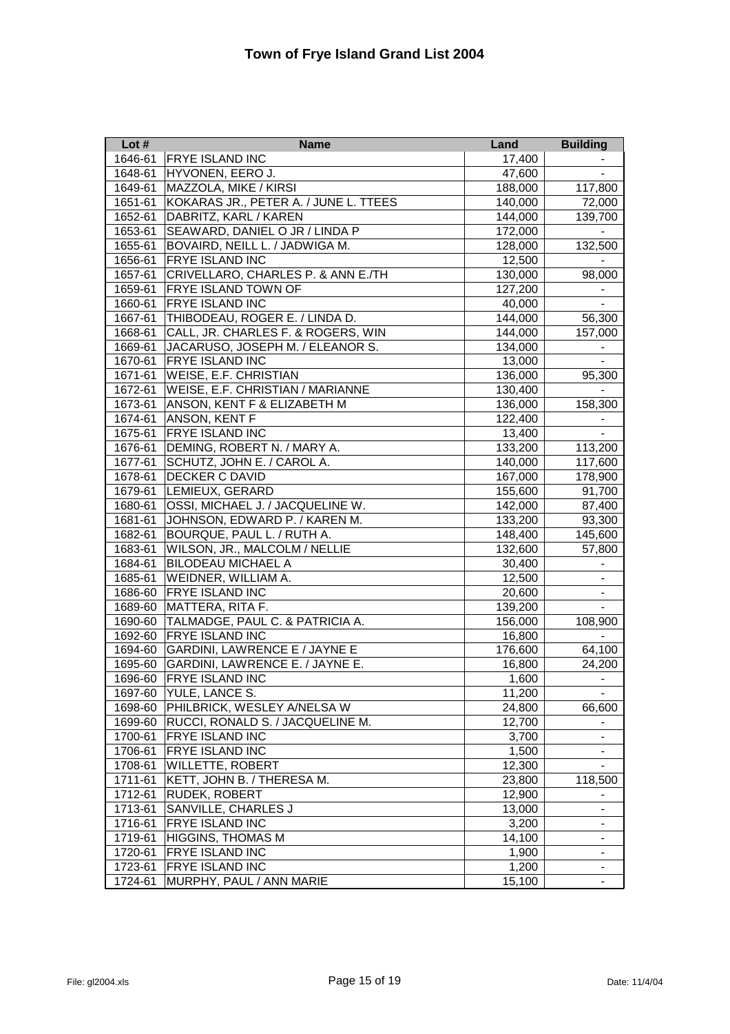# Town of Frye Island Grand List 2004

| Lot # | Name | Land | Building |
|---|---|---|---|
| 1646-61 | FRYE ISLAND INC | 17,400 | - |
| 1648-61 | HYVONEN, EERO J. | 47,600 | - |
| 1649-61 | MAZZOLA, MIKE / KIRSI | 188,000 | 117,800 |
| 1651-61 | KOKARAS JR., PETER A. / JUNE L. TTEES | 140,000 | 72,000 |
| 1652-61 | DABRITZ, KARL / KAREN | 144,000 | 139,700 |
| 1653-61 | SEAWARD, DANIEL O JR / LINDA P | 172,000 | - |
| 1655-61 | BOVAIRD, NEILL L. / JADWIGA M. | 128,000 | 132,500 |
| 1656-61 | FRYE ISLAND INC | 12,500 | - |
| 1657-61 | CRIVELLARO, CHARLES P. & ANN E./TH | 130,000 | 98,000 |
| 1659-61 | FRYE ISLAND TOWN OF | 127,200 | - |
| 1660-61 | FRYE ISLAND INC | 40,000 | - |
| 1667-61 | THIBODEAU, ROGER E. / LINDA D. | 144,000 | 56,300 |
| 1668-61 | CALL, JR. CHARLES F. & ROGERS, WIN | 144,000 | 157,000 |
| 1669-61 | JACARUSO, JOSEPH M. / ELEANOR S. | 134,000 | - |
| 1670-61 | FRYE ISLAND INC | 13,000 | - |
| 1671-61 | WEISE, E.F. CHRISTIAN | 136,000 | 95,300 |
| 1672-61 | WEISE, E.F. CHRISTIAN / MARIANNE | 130,400 | - |
| 1673-61 | ANSON, KENT F & ELIZABETH M | 136,000 | 158,300 |
| 1674-61 | ANSON, KENT F | 122,400 | - |
| 1675-61 | FRYE ISLAND INC | 13,400 | - |
| 1676-61 | DEMING, ROBERT N. / MARY A. | 133,200 | 113,200 |
| 1677-61 | SCHUTZ, JOHN E. / CAROL A. | 140,000 | 117,600 |
| 1678-61 | DECKER C DAVID | 167,000 | 178,900 |
| 1679-61 | LEMIEUX, GERARD | 155,600 | 91,700 |
| 1680-61 | OSSI, MICHAEL J. / JACQUELINE W. | 142,000 | 87,400 |
| 1681-61 | JOHNSON, EDWARD P. / KAREN M. | 133,200 | 93,300 |
| 1682-61 | BOURQUE, PAUL L. / RUTH A. | 148,400 | 145,600 |
| 1683-61 | WILSON, JR., MALCOLM / NELLIE | 132,600 | 57,800 |
| 1684-61 | BILODEAU MICHAEL A | 30,400 | - |
| 1685-61 | WEIDNER, WILLIAM A. | 12,500 | - |
| 1686-60 | FRYE ISLAND INC | 20,600 | - |
| 1689-60 | MATTERA, RITA F. | 139,200 | - |
| 1690-60 | TALMADGE, PAUL C. & PATRICIA A. | 156,000 | 108,900 |
| 1692-60 | FRYE ISLAND INC | 16,800 | - |
| 1694-60 | GARDINI, LAWRENCE E / JAYNE E | 176,600 | 64,100 |
| 1695-60 | GARDINI, LAWRENCE E. / JAYNE E. | 16,800 | 24,200 |
| 1696-60 | FRYE ISLAND INC | 1,600 | - |
| 1697-60 | YULE, LANCE S. | 11,200 | - |
| 1698-60 | PHILBRICK, WESLEY A/NELSA W | 24,800 | 66,600 |
| 1699-60 | RUCCI, RONALD S. / JACQUELINE M. | 12,700 | - |
| 1700-61 | FRYE ISLAND INC | 3,700 | - |
| 1706-61 | FRYE ISLAND INC | 1,500 | - |
| 1708-61 | WILLETTE, ROBERT | 12,300 | - |
| 1711-61 | KETT, JOHN B. / THERESA M. | 23,800 | 118,500 |
| 1712-61 | RUDEK, ROBERT | 12,900 | - |
| 1713-61 | SANVILLE, CHARLES J | 13,000 | - |
| 1716-61 | FRYE ISLAND INC | 3,200 | - |
| 1719-61 | HIGGINS, THOMAS M | 14,100 | - |
| 1720-61 | FRYE ISLAND INC | 1,900 | - |
| 1723-61 | FRYE ISLAND INC | 1,200 | - |
| 1724-61 | MURPHY, PAUL / ANN MARIE | 15,100 | - |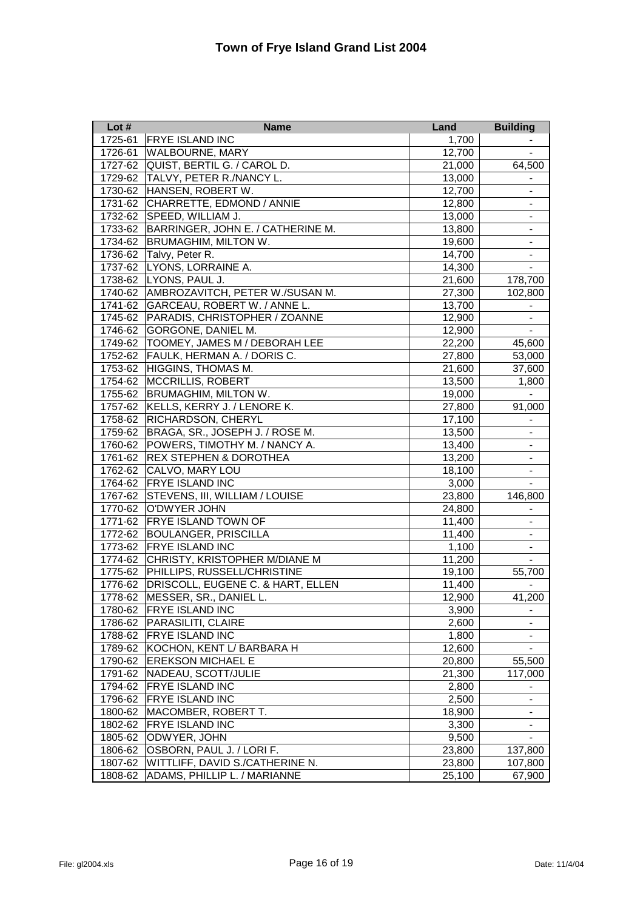# Town of Frye Island Grand List 2004

| Lot # | Name | Land | Building |
|---|---|---|---|
| 1725-61 | FRYE ISLAND INC | 1,700 | - |
| 1726-61 | WALBOURNE, MARY | 12,700 | - |
| 1727-62 | QUIST, BERTIL G. / CAROL D. | 21,000 | 64,500 |
| 1729-62 | TALVY, PETER R./NANCY L. | 13,000 | - |
| 1730-62 | HANSEN, ROBERT W. | 12,700 | - |
| 1731-62 | CHARRETTE, EDMOND / ANNIE | 12,800 | - |
| 1732-62 | SPEED, WILLIAM J. | 13,000 | - |
| 1733-62 | BARRINGER, JOHN E. / CATHERINE M. | 13,800 | - |
| 1734-62 | BRUMAGHIM, MILTON W. | 19,600 | - |
| 1736-62 | Talvy, Peter R. | 14,700 | - |
| 1737-62 | LYONS, LORRAINE A. | 14,300 | - |
| 1738-62 | LYONS, PAUL J. | 21,600 | 178,700 |
| 1740-62 | AMBROZAVITCH, PETER W./SUSAN M. | 27,300 | 102,800 |
| 1741-62 | GARCEAU, ROBERT W. / ANNE L. | 13,700 | - |
| 1745-62 | PARADIS, CHRISTOPHER / ZOANNE | 12,900 | - |
| 1746-62 | GORGONE, DANIEL M. | 12,900 | - |
| 1749-62 | TOOMEY, JAMES M / DEBORAH LEE | 22,200 | 45,600 |
| 1752-62 | FAULK, HERMAN A. / DORIS C. | 27,800 | 53,000 |
| 1753-62 | HIGGINS, THOMAS M. | 21,600 | 37,600 |
| 1754-62 | MCCRILLIS, ROBERT | 13,500 | 1,800 |
| 1755-62 | BRUMAGHIM, MILTON W. | 19,000 | - |
| 1757-62 | KELLS, KERRY J. / LENORE K. | 27,800 | 91,000 |
| 1758-62 | RICHARDSON, CHERYL | 17,100 | - |
| 1759-62 | BRAGA, SR., JOSEPH J. / ROSE M. | 13,500 | - |
| 1760-62 | POWERS, TIMOTHY M. / NANCY A. | 13,400 | - |
| 1761-62 | REX STEPHEN & DOROTHEA | 13,200 | - |
| 1762-62 | CALVO, MARY LOU | 18,100 | - |
| 1764-62 | FRYE ISLAND INC | 3,000 | - |
| 1767-62 | STEVENS, III, WILLIAM / LOUISE | 23,800 | 146,800 |
| 1770-62 | O'DWYER JOHN | 24,800 | - |
| 1771-62 | FRYE ISLAND TOWN OF | 11,400 | - |
| 1772-62 | BOULANGER, PRISCILLA | 11,400 | - |
| 1773-62 | FRYE ISLAND INC | 1,100 | - |
| 1774-62 | CHRISTY, KRISTOPHER M/DIANE M | 11,200 | - |
| 1775-62 | PHILLIPS, RUSSELL/CHRISTINE | 19,100 | 55,700 |
| 1776-62 | DRISCOLL, EUGENE C. & HART, ELLEN | 11,400 | - |
| 1778-62 | MESSER, SR., DANIEL L. | 12,900 | 41,200 |
| 1780-62 | FRYE ISLAND INC | 3,900 | - |
| 1786-62 | PARASILITI, CLAIRE | 2,600 | - |
| 1788-62 | FRYE ISLAND INC | 1,800 | - |
| 1789-62 | KOCHON, KENT L/ BARBARA H | 12,600 | - |
| 1790-62 | EREKSON MICHAEL E | 20,800 | 55,500 |
| 1791-62 | NADEAU, SCOTT/JULIE | 21,300 | 117,000 |
| 1794-62 | FRYE ISLAND INC | 2,800 | - |
| 1796-62 | FRYE ISLAND INC | 2,500 | - |
| 1800-62 | MACOMBER, ROBERT T. | 18,900 | - |
| 1802-62 | FRYE ISLAND INC | 3,300 | - |
| 1805-62 | ODWYER, JOHN | 9,500 | - |
| 1806-62 | OSBORN, PAUL J. / LORI F. | 23,800 | 137,800 |
| 1807-62 | WITTLIFF, DAVID S./CATHERINE N. | 23,800 | 107,800 |
| 1808-62 | ADAMS, PHILLIP L. / MARIANNE | 25,100 | 67,900 |

File: gl2004.xls | Date: 11/4/04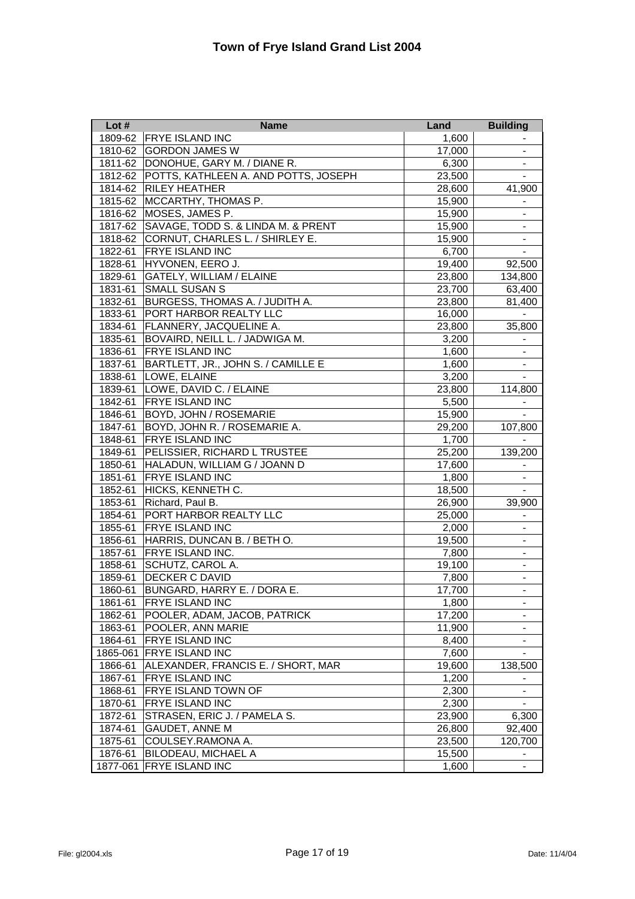# Town of Frye Island Grand List 2004

| Lot # | Name | Land | Building |
|---|---|---|---|
| 1809-62 | FRYE ISLAND INC | 1,600 | - |
| 1810-62 | GORDON JAMES W | 17,000 | - |
| 1811-62 | DONOHUE, GARY M. / DIANE R. | 6,300 | - |
| 1812-62 | POTTS, KATHLEEN A. AND POTTS, JOSEPH | 23,500 | - |
| 1814-62 | RILEY HEATHER | 28,600 | 41,900 |
| 1815-62 | MCCARTHY, THOMAS P. | 15,900 | - |
| 1816-62 | MOSES, JAMES P. | 15,900 | - |
| 1817-62 | SAVAGE, TODD S. & LINDA M. & PRENT | 15,900 | - |
| 1818-62 | CORNUT, CHARLES L. / SHIRLEY E. | 15,900 | - |
| 1822-61 | FRYE ISLAND INC | 6,700 | - |
| 1828-61 | HYVONEN, EERO J. | 19,400 | 92,500 |
| 1829-61 | GATELY, WILLIAM / ELAINE | 23,800 | 134,800 |
| 1831-61 | SMALL SUSAN S | 23,700 | 63,400 |
| 1832-61 | BURGESS, THOMAS A. / JUDITH A. | 23,800 | 81,400 |
| 1833-61 | PORT HARBOR REALTY LLC | 16,000 | - |
| 1834-61 | FLANNERY, JACQUELINE A. | 23,800 | 35,800 |
| 1835-61 | BOVAIRD, NEILL L. / JADWIGA M. | 3,200 | - |
| 1836-61 | FRYE ISLAND INC | 1,600 | - |
| 1837-61 | BARTLETT, JR., JOHN S. / CAMILLE E | 1,600 | - |
| 1838-61 | LOWE, ELAINE | 3,200 | - |
| 1839-61 | LOWE, DAVID C. / ELAINE | 23,800 | 114,800 |
| 1842-61 | FRYE ISLAND INC | 5,500 | - |
| 1846-61 | BOYD, JOHN / ROSEMARIE | 15,900 | - |
| 1847-61 | BOYD, JOHN R. / ROSEMARIE A. | 29,200 | 107,800 |
| 1848-61 | FRYE ISLAND INC | 1,700 | - |
| 1849-61 | PELISSIER, RICHARD L TRUSTEE | 25,200 | 139,200 |
| 1850-61 | HALADUN, WILLIAM G / JOANN D | 17,600 | - |
| 1851-61 | FRYE ISLAND INC | 1,800 | - |
| 1852-61 | HICKS, KENNETH C. | 18,500 | - |
| 1853-61 | Richard, Paul B. | 26,900 | 39,900 |
| 1854-61 | PORT HARBOR REALTY LLC | 25,000 | - |
| 1855-61 | FRYE ISLAND INC | 2,000 | - |
| 1856-61 | HARRIS, DUNCAN B. / BETH O. | 19,500 | - |
| 1857-61 | FRYE ISLAND INC. | 7,800 | - |
| 1858-61 | SCHUTZ, CAROL A. | 19,100 | - |
| 1859-61 | DECKER C DAVID | 7,800 | - |
| 1860-61 | BUNGARD, HARRY E. / DORA E. | 17,700 | - |
| 1861-61 | FRYE ISLAND INC | 1,800 | - |
| 1862-61 | POOLER, ADAM, JACOB, PATRICK | 17,200 | - |
| 1863-61 | POOLER, ANN MARIE | 11,900 | - |
| 1864-61 | FRYE ISLAND INC | 8,400 | - |
| 1865-061 | FRYE ISLAND INC | 7,600 | - |
| 1866-61 | ALEXANDER, FRANCIS E. / SHORT, MAR | 19,600 | 138,500 |
| 1867-61 | FRYE ISLAND INC | 1,200 | - |
| 1868-61 | FRYE ISLAND TOWN OF | 2,300 | - |
| 1870-61 | FRYE ISLAND INC | 2,300 | - |
| 1872-61 | STRASEN, ERIC J. / PAMELA S. | 23,900 | 6,300 |
| 1874-61 | GAUDET, ANNE M | 26,800 | 92,400 |
| 1875-61 | COULSEY.RAMONA A. | 23,500 | 120,700 |
| 1876-61 | BILODEAU, MICHAEL A | 15,500 | - |
| 1877-061 | FRYE ISLAND INC | 1,600 | - |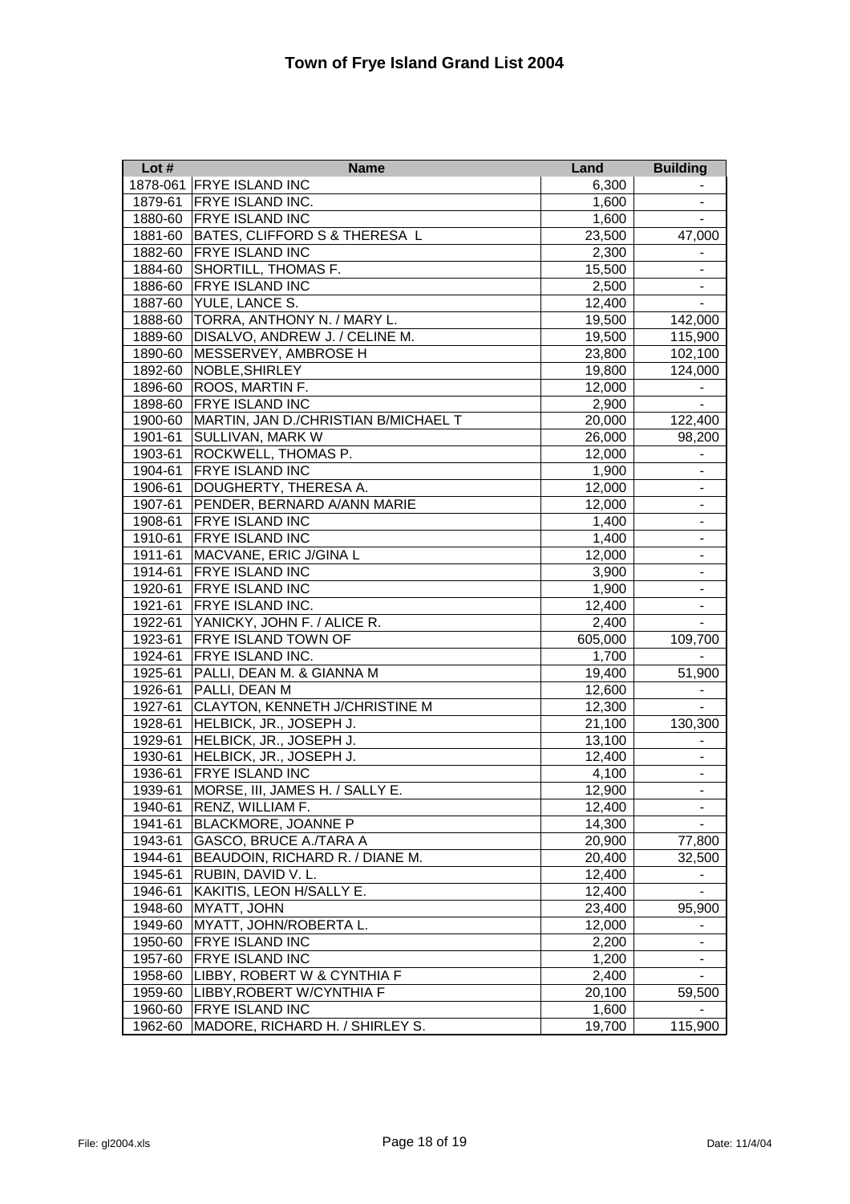# Town of Frye Island Grand List 2004

| Lot # | Name | Land | Building |
|---|---|---|---|
| 1878-061 | FRYE ISLAND INC | 6,300 | - |
| 1879-61 | FRYE ISLAND INC. | 1,600 | - |
| 1880-60 | FRYE ISLAND INC | 1,600 | - |
| 1881-60 | BATES, CLIFFORD S & THERESA L | 23,500 | 47,000 |
| 1882-60 | FRYE ISLAND INC | 2,300 | - |
| 1884-60 | SHORTILL, THOMAS F. | 15,500 | - |
| 1886-60 | FRYE ISLAND INC | 2,500 | - |
| 1887-60 | YULE, LANCE S. | 12,400 | - |
| 1888-60 | TORRA, ANTHONY N. / MARY L. | 19,500 | 142,000 |
| 1889-60 | DISALVO, ANDREW J. / CELINE M. | 19,500 | 115,900 |
| 1890-60 | MESSERVEY, AMBROSE H | 23,800 | 102,100 |
| 1892-60 | NOBLE,SHIRLEY | 19,800 | 124,000 |
| 1896-60 | ROOS, MARTIN F. | 12,000 | - |
| 1898-60 | FRYE ISLAND INC | 2,900 | - |
| 1900-60 | MARTIN, JAN D./CHRISTIAN B/MICHAEL T | 20,000 | 122,400 |
| 1901-61 | SULLIVAN, MARK W | 26,000 | 98,200 |
| 1903-61 | ROCKWELL, THOMAS P. | 12,000 | - |
| 1904-61 | FRYE ISLAND INC | 1,900 | - |
| 1906-61 | DOUGHERTY, THERESA A. | 12,000 | - |
| 1907-61 | PENDER, BERNARD A/ANN MARIE | 12,000 | - |
| 1908-61 | FRYE ISLAND INC | 1,400 | - |
| 1910-61 | FRYE ISLAND INC | 1,400 | - |
| 1911-61 | MACVANE, ERIC J/GINA L | 12,000 | - |
| 1914-61 | FRYE ISLAND INC | 3,900 | - |
| 1920-61 | FRYE ISLAND INC | 1,900 | - |
| 1921-61 | FRYE ISLAND INC. | 12,400 | - |
| 1922-61 | YANICKY, JOHN F. / ALICE R. | 2,400 | - |
| 1923-61 | FRYE ISLAND TOWN OF | 605,000 | 109,700 |
| 1924-61 | FRYE ISLAND INC. | 1,700 | - |
| 1925-61 | PALLI, DEAN M. & GIANNA M | 19,400 | 51,900 |
| 1926-61 | PALLI, DEAN M | 12,600 | - |
| 1927-61 | CLAYTON, KENNETH J/CHRISTINE M | 12,300 | - |
| 1928-61 | HELBICK, JR., JOSEPH J. | 21,100 | 130,300 |
| 1929-61 | HELBICK, JR., JOSEPH J. | 13,100 | - |
| 1930-61 | HELBICK, JR., JOSEPH J. | 12,400 | - |
| 1936-61 | FRYE ISLAND INC | 4,100 | - |
| 1939-61 | MORSE, III, JAMES H. / SALLY E. | 12,900 | - |
| 1940-61 | RENZ, WILLIAM F. | 12,400 | - |
| 1941-61 | BLACKMORE, JOANNE P | 14,300 | - |
| 1943-61 | GASCO, BRUCE A./TARA A | 20,900 | 77,800 |
| 1944-61 | BEAUDOIN, RICHARD R. / DIANE M. | 20,400 | 32,500 |
| 1945-61 | RUBIN, DAVID V. L. | 12,400 | - |
| 1946-61 | KAKITIS, LEON H/SALLY E. | 12,400 | - |
| 1948-60 | MYATT, JOHN | 23,400 | 95,900 |
| 1949-60 | MYATT, JOHN/ROBERTA L. | 12,000 | - |
| 1950-60 | FRYE ISLAND INC | 2,200 | - |
| 1957-60 | FRYE ISLAND INC | 1,200 | - |
| 1958-60 | LIBBY, ROBERT W & CYNTHIA F | 2,400 | - |
| 1959-60 | LIBBY,ROBERT W/CYNTHIA F | 20,100 | 59,500 |
| 1960-60 | FRYE ISLAND INC | 1,600 | - |
| 1962-60 | MADORE, RICHARD H. / SHIRLEY S. | 19,700 | 115,900 |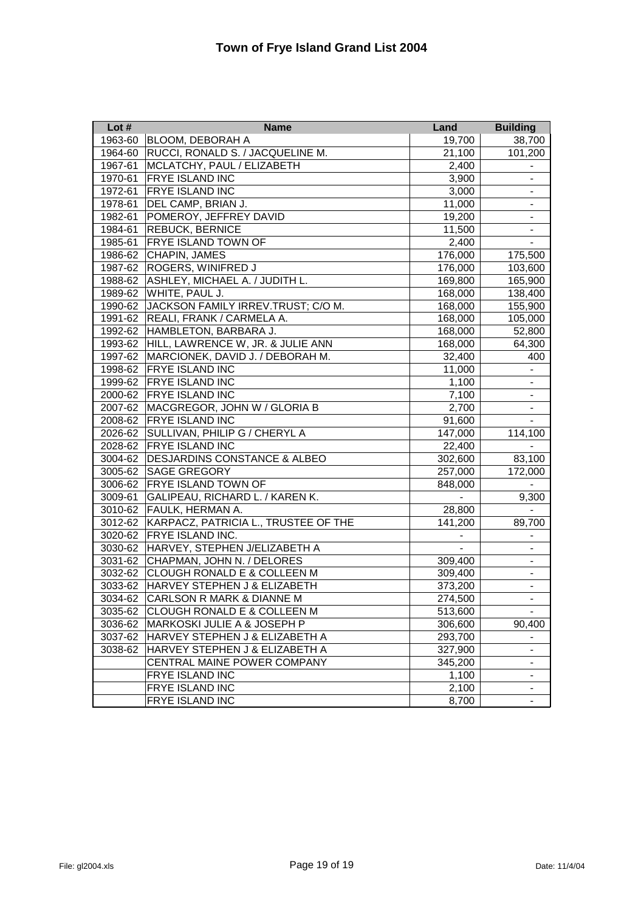# Town of Frye Island Grand List 2004

| Lot # | Name | Land | Building |
|---|---|---|---|
| 1963-60 | BLOOM, DEBORAH A | 19,700 | 38,700 |
| 1964-60 | RUCCI, RONALD S. / JACQUELINE M. | 21,100 | 101,200 |
| 1967-61 | MCLATCHY, PAUL / ELIZABETH | 2,400 | - |
| 1970-61 | FRYE ISLAND INC | 3,900 | - |
| 1972-61 | FRYE ISLAND INC | 3,000 | - |
| 1978-61 | DEL CAMP, BRIAN J. | 11,000 | - |
| 1982-61 | POMEROY, JEFFREY DAVID | 19,200 | - |
| 1984-61 | REBUCK, BERNICE | 11,500 | - |
| 1985-61 | FRYE ISLAND TOWN OF | 2,400 | - |
| 1986-62 | CHAPIN, JAMES | 176,000 | 175,500 |
| 1987-62 | ROGERS, WINIFRED J | 176,000 | 103,600 |
| 1988-62 | ASHLEY, MICHAEL A. / JUDITH L. | 169,800 | 165,900 |
| 1989-62 | WHITE, PAUL J. | 168,000 | 138,400 |
| 1990-62 | JACKSON FAMILY IRREV.TRUST; C/O M. | 168,000 | 155,900 |
| 1991-62 | REALI, FRANK / CARMELA A. | 168,000 | 105,000 |
| 1992-62 | HAMBLETON, BARBARA J. | 168,000 | 52,800 |
| 1993-62 | HILL, LAWRENCE W, JR. & JULIE ANN | 168,000 | 64,300 |
| 1997-62 | MARCIONEK, DAVID J. / DEBORAH M. | 32,400 | 400 |
| 1998-62 | FRYE ISLAND INC | 11,000 | - |
| 1999-62 | FRYE ISLAND INC | 1,100 | - |
| 2000-62 | FRYE ISLAND INC | 7,100 | - |
| 2007-62 | MACGREGOR, JOHN W / GLORIA B | 2,700 | - |
| 2008-62 | FRYE ISLAND INC | 91,600 | - |
| 2026-62 | SULLIVAN, PHILIP G / CHERYL A | 147,000 | 114,100 |
| 2028-62 | FRYE ISLAND INC | 22,400 | - |
| 3004-62 | DESJARDINS CONSTANCE & ALBEO | 302,600 | 83,100 |
| 3005-62 | SAGE GREGORY | 257,000 | 172,000 |
| 3006-62 | FRYE ISLAND TOWN OF | 848,000 | - |
| 3009-61 | GALIPEAU, RICHARD L. / KAREN K. | - | 9,300 |
| 3010-62 | FAULK, HERMAN A. | 28,800 | - |
| 3012-62 | KARPACZ, PATRICIA L., TRUSTEE OF THE | 141,200 | 89,700 |
| 3020-62 | FRYE ISLAND INC. | - | - |
| 3030-62 | HARVEY, STEPHEN J/ELIZABETH A | - | - |
| 3031-62 | CHAPMAN, JOHN N. / DELORES | 309,400 | - |
| 3032-62 | CLOUGH RONALD E & COLLEEN M | 309,400 | - |
| 3033-62 | HARVEY STEPHEN J & ELIZABETH | 373,200 | - |
| 3034-62 | CARLSON R MARK & DIANNE M | 274,500 | - |
| 3035-62 | CLOUGH RONALD E & COLLEEN M | 513,600 | - |
| 3036-62 | MARKOSKI JULIE A & JOSEPH P | 306,600 | 90,400 |
| 3037-62 | HARVEY STEPHEN J & ELIZABETH A | 293,700 | - |
| 3038-62 | HARVEY STEPHEN J & ELIZABETH A | 327,900 | - |
| | CENTRAL MAINE POWER COMPANY | 345,200 | - |
| | FRYE ISLAND INC | 1,100 | - |
| | FRYE ISLAND INC | 2,100 | - |
| | FRYE ISLAND INC | 8,700 | - |

File: gl2004.xls

Date: 11/4/04